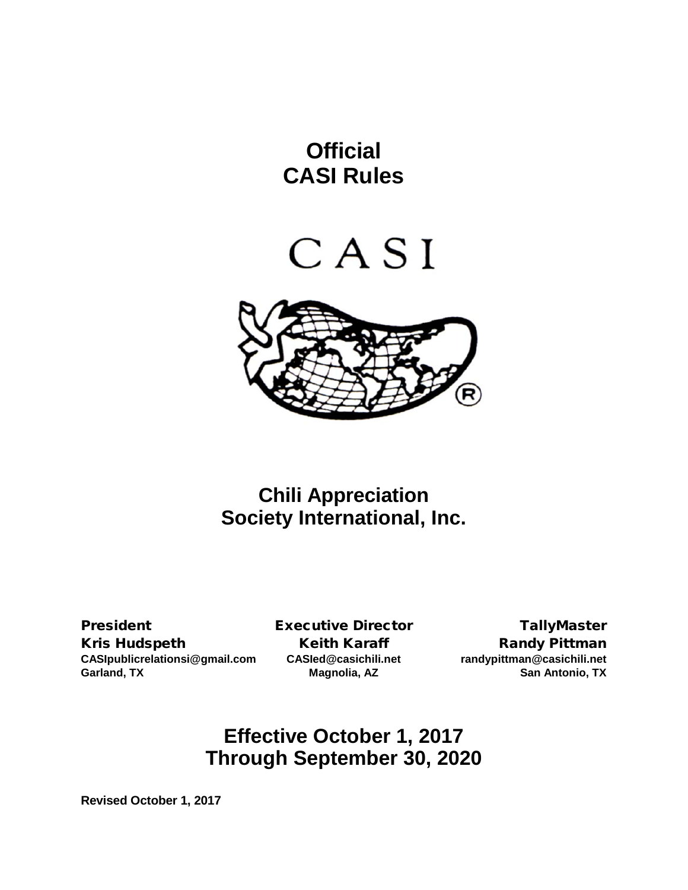# Official
# CASI Rules

CASI

## Chili Appreciation Society International, Inc.

| President | Executive Director | TallyMaster |
|---|---|---|
| **Kris Hudspeth** | **Keith Karaff** | **Randy Pittman** |
| **CASIpublicrelationsi@gmail.com** | **CASIed@casichili.net** | **randypittman@casichili.net** |
| **Garland, TX** | **Magnolia, AZ** | **San Antonio, TX** |

## Effective October 1, 2017
## Through September 30, 2020

**Revised October 1, 2017**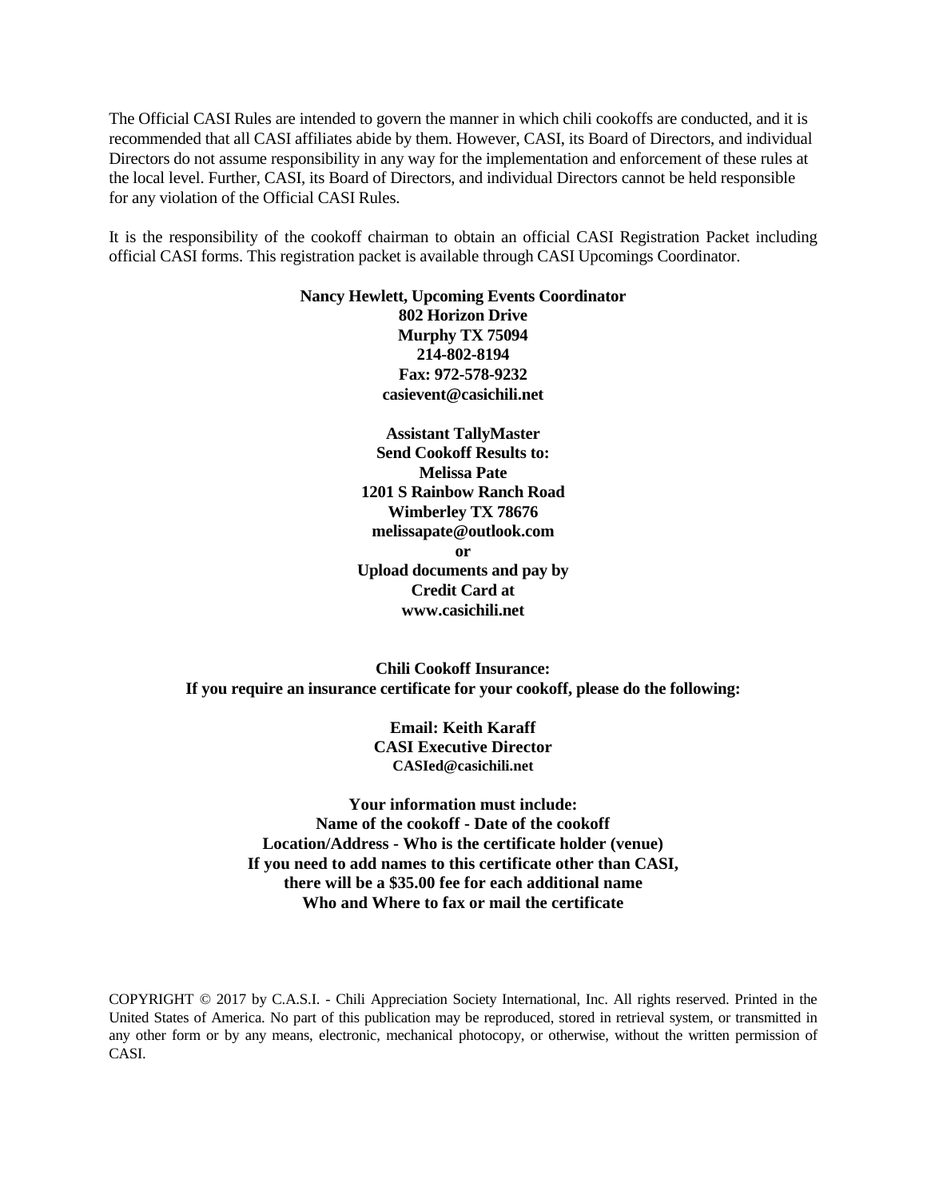The Official CASI Rules are intended to govern the manner in which chili cookoffs are conducted, and it is recommended that all CASI affiliates abide by them. However, CASI, its Board of Directors, and individual Directors do not assume responsibility in any way for the implementation and enforcement of these rules at the local level. Further, CASI, its Board of Directors, and individual Directors cannot be held responsible for any violation of the Official CASI Rules.

It is the responsibility of the cookoff chairman to obtain an official CASI Registration Packet including official CASI forms. This registration packet is available through CASI Upcomings Coordinator.

**Nancy Hewlett, Upcoming Events Coordinator**
**802 Horizon Drive**
**Murphy TX 75094**
**214-802-8194**
**Fax: 972-578-9232**
**casievent@casichili.net**

**Assistant TallyMaster**
**Send Cookoff Results to:**
**Melissa Pate**
**1201 S Rainbow Ranch Road**
**Wimberley TX 78676**
**melissapate@outlook.com**
**or**
**Upload documents and pay by**
**Credit Card at**
**www.casichili.net**

**Chili Cookoff Insurance:**
**If you require an insurance certificate for your cookoff, please do the following:**

**Email: Keith Karaff**
**CASI Executive Director**
**CASIed@casichili.net**

**Your information must include:**
**Name of the cookoff - Date of the cookoff**
**Location/Address - Who is the certificate holder (venue)**
**If you need to add names to this certificate other than CASI,**
**there will be a $35.00 fee for each additional name**
**Who and Where to fax or mail the certificate**

COPYRIGHT © 2017 by C.A.S.I. - Chili Appreciation Society International, Inc. All rights reserved. Printed in the United States of America. No part of this publication may be reproduced, stored in retrieval system, or transmitted in any other form or by any means, electronic, mechanical photocopy, or otherwise, without the written permission of CASI.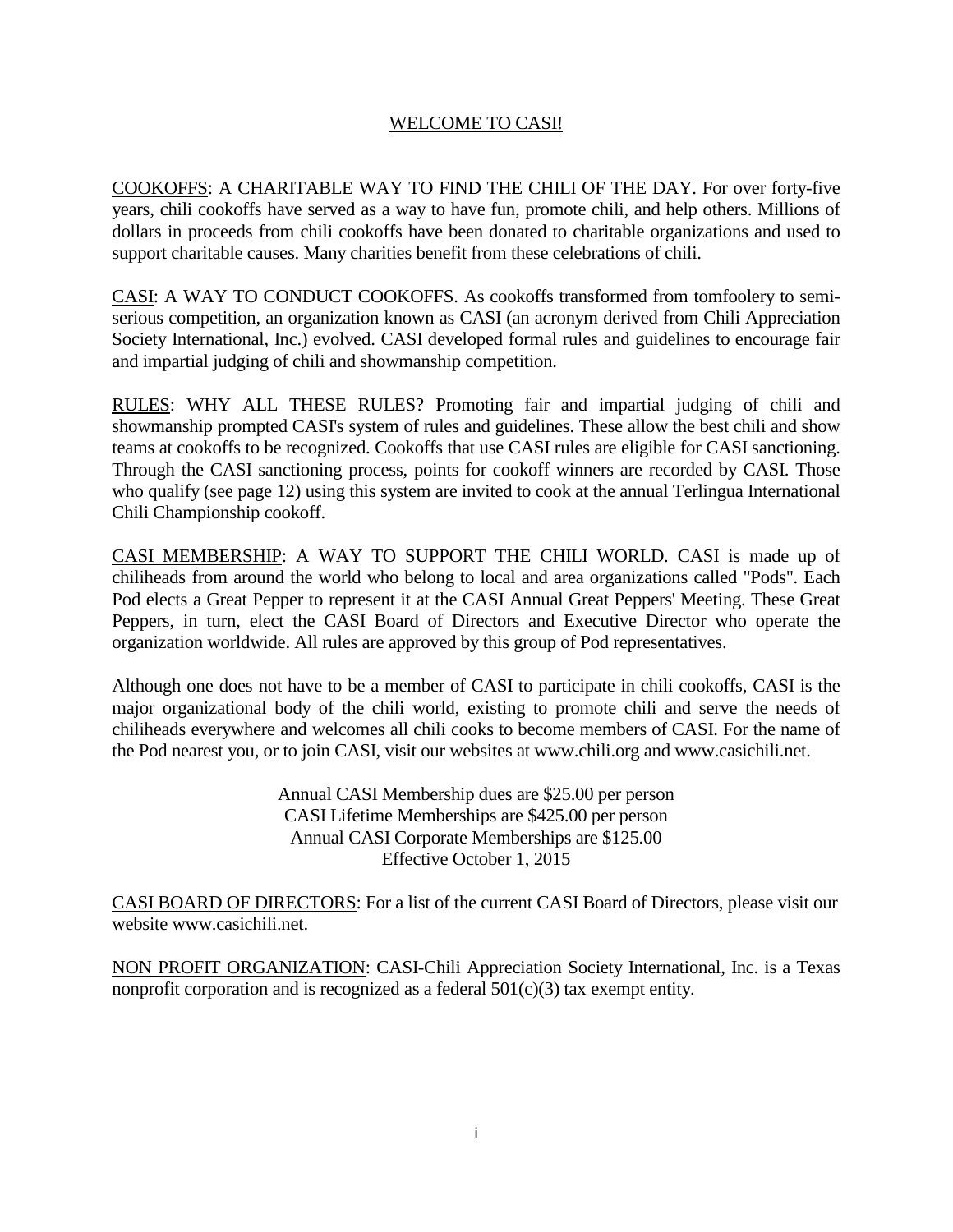# WELCOME TO CASI!

COOKOFFS: A CHARITABLE WAY TO FIND THE CHILI OF THE DAY. For over forty-five years, chili cookoffs have served as a way to have fun, promote chili, and help others. Millions of dollars in proceeds from chili cookoffs have been donated to charitable organizations and used to support charitable causes. Many charities benefit from these celebrations of chili.

CASI: A WAY TO CONDUCT COOKOFFS. As cookoffs transformed from tomfoolery to semi-serious competition, an organization known as CASI (an acronym derived from Chili Appreciation Society International, Inc.) evolved. CASI developed formal rules and guidelines to encourage fair and impartial judging of chili and showmanship competition.

RULES: WHY ALL THESE RULES? Promoting fair and impartial judging of chili and showmanship prompted CASI's system of rules and guidelines. These allow the best chili and show teams at cookoffs to be recognized. Cookoffs that use CASI rules are eligible for CASI sanctioning. Through the CASI sanctioning process, points for cookoff winners are recorded by CASI. Those who qualify (see page 12) using this system are invited to cook at the annual Terlingua International Chili Championship cookoff.

CASI MEMBERSHIP: A WAY TO SUPPORT THE CHILI WORLD. CASI is made up of chiliheads from around the world who belong to local and area organizations called "Pods". Each Pod elects a Great Pepper to represent it at the CASI Annual Great Peppers' Meeting. These Great Peppers, in turn, elect the CASI Board of Directors and Executive Director who operate the organization worldwide. All rules are approved by this group of Pod representatives.

Although one does not have to be a member of CASI to participate in chili cookoffs, CASI is the major organizational body of the chili world, existing to promote chili and serve the needs of chiliheads everywhere and welcomes all chili cooks to become members of CASI. For the name of the Pod nearest you, or to join CASI, visit our websites at www.chili.org and www.casichili.net.

Annual CASI Membership dues are $25.00 per person
CASI Lifetime Memberships are $425.00 per person
Annual CASI Corporate Memberships are $125.00
Effective October 1, 2015

CASI BOARD OF DIRECTORS: For a list of the current CASI Board of Directors, please visit our website www.casichili.net.

NON PROFIT ORGANIZATION: CASI-Chili Appreciation Society International, Inc. is a Texas nonprofit corporation and is recognized as a federal 501(c)(3) tax exempt entity.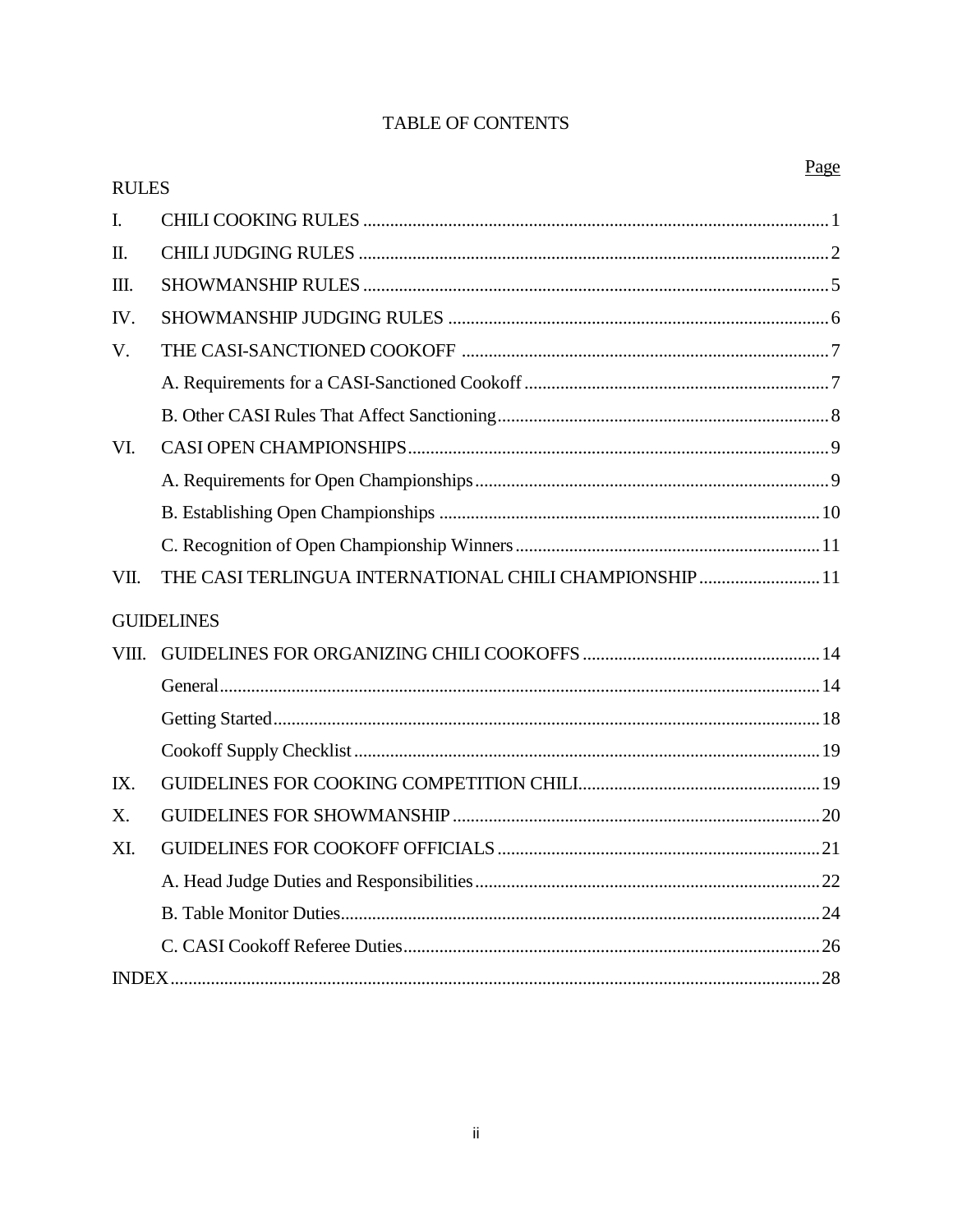# TABLE OF CONTENTS

| | | Page |
|---|---|---|
| **RULES** | | |
| I. | CHILI COOKING RULES | 1 |
| II. | CHILI JUDGING RULES | 2 |
| III. | SHOWMANSHIP RULES | 5 |
| IV. | SHOWMANSHIP JUDGING RULES | 6 |
| V. | THE CASI-SANCTIONED COOKOFF | 7 |
| | A. Requirements for a CASI-Sanctioned Cookoff | 7 |
| | B. Other CASI Rules That Affect Sanctioning | 8 |
| VI. | CASI OPEN CHAMPIONSHIPS | 9 |
| | A. Requirements for Open Championships | 9 |
| | B. Establishing Open Championships | 10 |
| | C. Recognition of Open Championship Winners | 11 |
| VII. | THE CASI TERLINGUA INTERNATIONAL CHILI CHAMPIONSHIP | 11 |
| **GUIDELINES** | | |
| VIII. | GUIDELINES FOR ORGANIZING CHILI COOKOFFS | 14 |
| | General | 14 |
| | Getting Started | 18 |
| | Cookoff Supply Checklist | 19 |
| IX. | GUIDELINES FOR COOKING COMPETITION CHILI | 19 |
| X. | GUIDELINES FOR SHOWMANSHIP | 20 |
| XI. | GUIDELINES FOR COOKOFF OFFICIALS | 21 |
| | A. Head Judge Duties and Responsibilities | 22 |
| | B. Table Monitor Duties | 24 |
| | C. CASI Cookoff Referee Duties | 26 |
| INDEX | | 28 |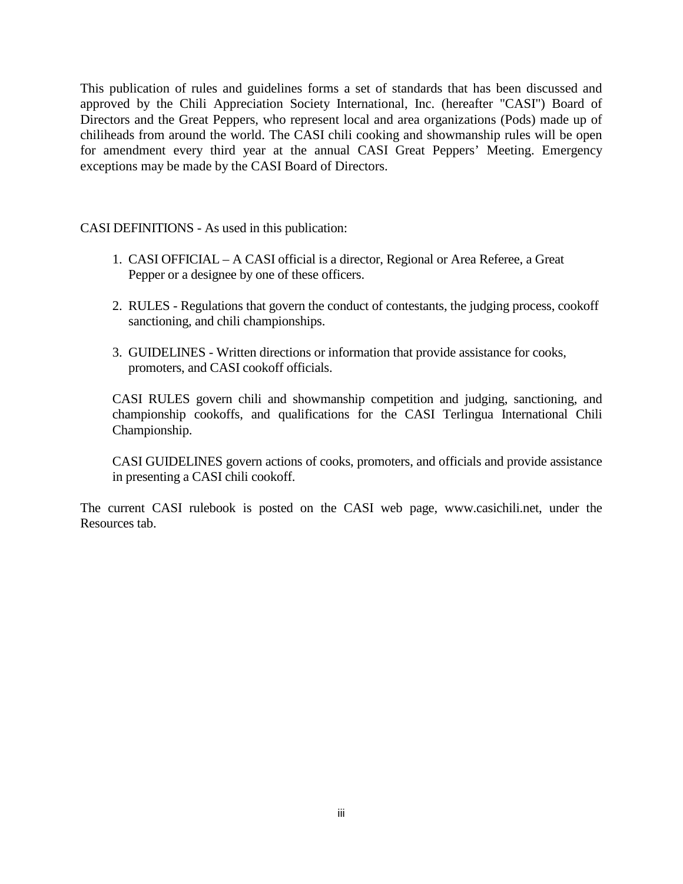This publication of rules and guidelines forms a set of standards that has been discussed and approved by the Chili Appreciation Society International, Inc. (hereafter "CASI") Board of Directors and the Great Peppers, who represent local and area organizations (Pods) made up of chiliheads from around the world. The CASI chili cooking and showmanship rules will be open for amendment every third year at the annual CASI Great Peppers' Meeting. Emergency exceptions may be made by the CASI Board of Directors.

CASI DEFINITIONS - As used in this publication:

1. CASI OFFICIAL – A CASI official is a director, Regional or Area Referee, a Great Pepper or a designee by one of these officers.

2. RULES - Regulations that govern the conduct of contestants, the judging process, cookoff sanctioning, and chili championships.

3. GUIDELINES - Written directions or information that provide assistance for cooks, promoters, and CASI cookoff officials.

   CASI RULES govern chili and showmanship competition and judging, sanctioning, and championship cookoffs, and qualifications for the CASI Terlingua International Chili Championship.

   CASI GUIDELINES govern actions of cooks, promoters, and officials and provide assistance in presenting a CASI chili cookoff.

The current CASI rulebook is posted on the CASI web page, www.casichili.net, under the Resources tab.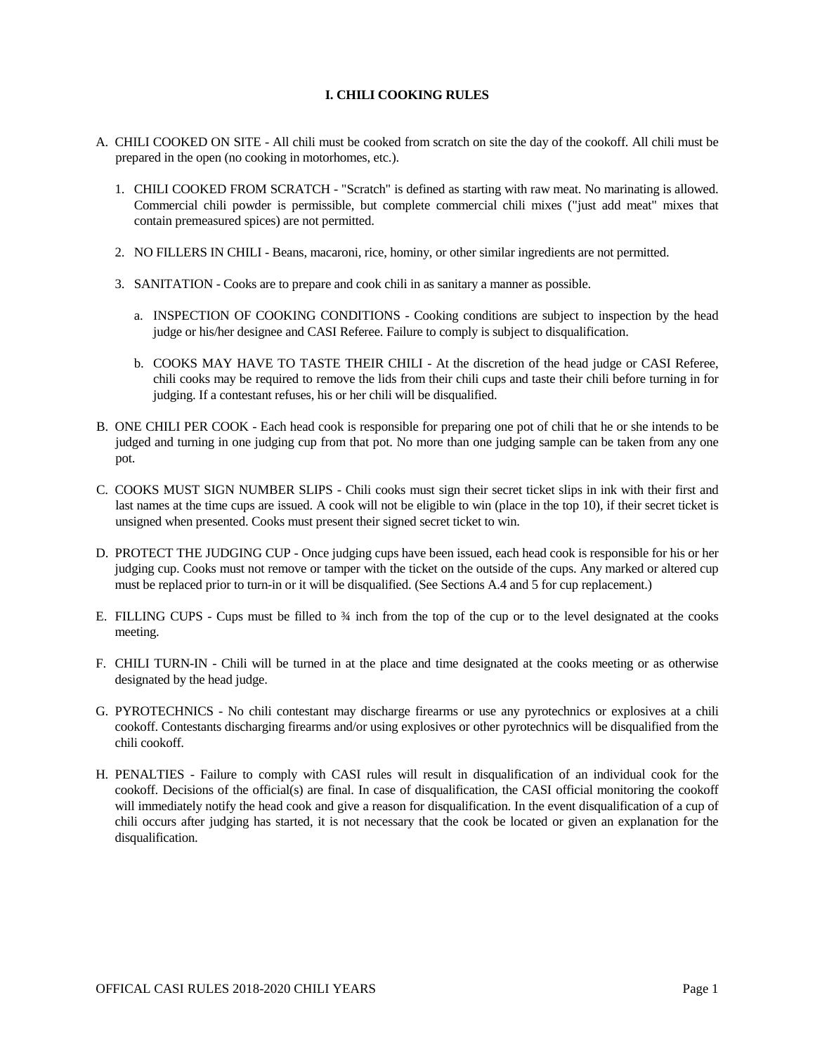# I. CHILI COOKING RULES

A. CHILI COOKED ON SITE - All chili must be cooked from scratch on site the day of the cookoff. All chili must be prepared in the open (no cooking in motorhomes, etc.).

   1. CHILI COOKED FROM SCRATCH - "Scratch" is defined as starting with raw meat. No marinating is allowed. Commercial chili powder is permissible, but complete commercial chili mixes ("just add meat" mixes that contain premeasured spices) are not permitted.

   2. NO FILLERS IN CHILI - Beans, macaroni, rice, hominy, or other similar ingredients are not permitted.

   3. SANITATION - Cooks are to prepare and cook chili in as sanitary a manner as possible.

      a. INSPECTION OF COOKING CONDITIONS - Cooking conditions are subject to inspection by the head judge or his/her designee and CASI Referee. Failure to comply is subject to disqualification.

      b. COOKS MAY HAVE TO TASTE THEIR CHILI - At the discretion of the head judge or CASI Referee, chili cooks may be required to remove the lids from their chili cups and taste their chili before turning in for judging. If a contestant refuses, his or her chili will be disqualified.

B. ONE CHILI PER COOK - Each head cook is responsible for preparing one pot of chili that he or she intends to be judged and turning in one judging cup from that pot. No more than one judging sample can be taken from any one pot.

C. COOKS MUST SIGN NUMBER SLIPS - Chili cooks must sign their secret ticket slips in ink with their first and last names at the time cups are issued. A cook will not be eligible to win (place in the top 10), if their secret ticket is unsigned when presented. Cooks must present their signed secret ticket to win.

D. PROTECT THE JUDGING CUP - Once judging cups have been issued, each head cook is responsible for his or her judging cup. Cooks must not remove or tamper with the ticket on the outside of the cups. Any marked or altered cup must be replaced prior to turn-in or it will be disqualified. (See Sections A.4 and 5 for cup replacement.)

E. FILLING CUPS - Cups must be filled to ¾ inch from the top of the cup or to the level designated at the cooks meeting.

F. CHILI TURN-IN - Chili will be turned in at the place and time designated at the cooks meeting or as otherwise designated by the head judge.

G. PYROTECHNICS - No chili contestant may discharge firearms or use any pyrotechnics or explosives at a chili cookoff. Contestants discharging firearms and/or using explosives or other pyrotechnics will be disqualified from the chili cookoff.

H. PENALTIES - Failure to comply with CASI rules will result in disqualification of an individual cook for the cookoff. Decisions of the official(s) are final. In case of disqualification, the CASI official monitoring the cookoff will immediately notify the head cook and give a reason for disqualification. In the event disqualification of a cup of chili occurs after judging has started, it is not necessary that the cook be located or given an explanation for the disqualification.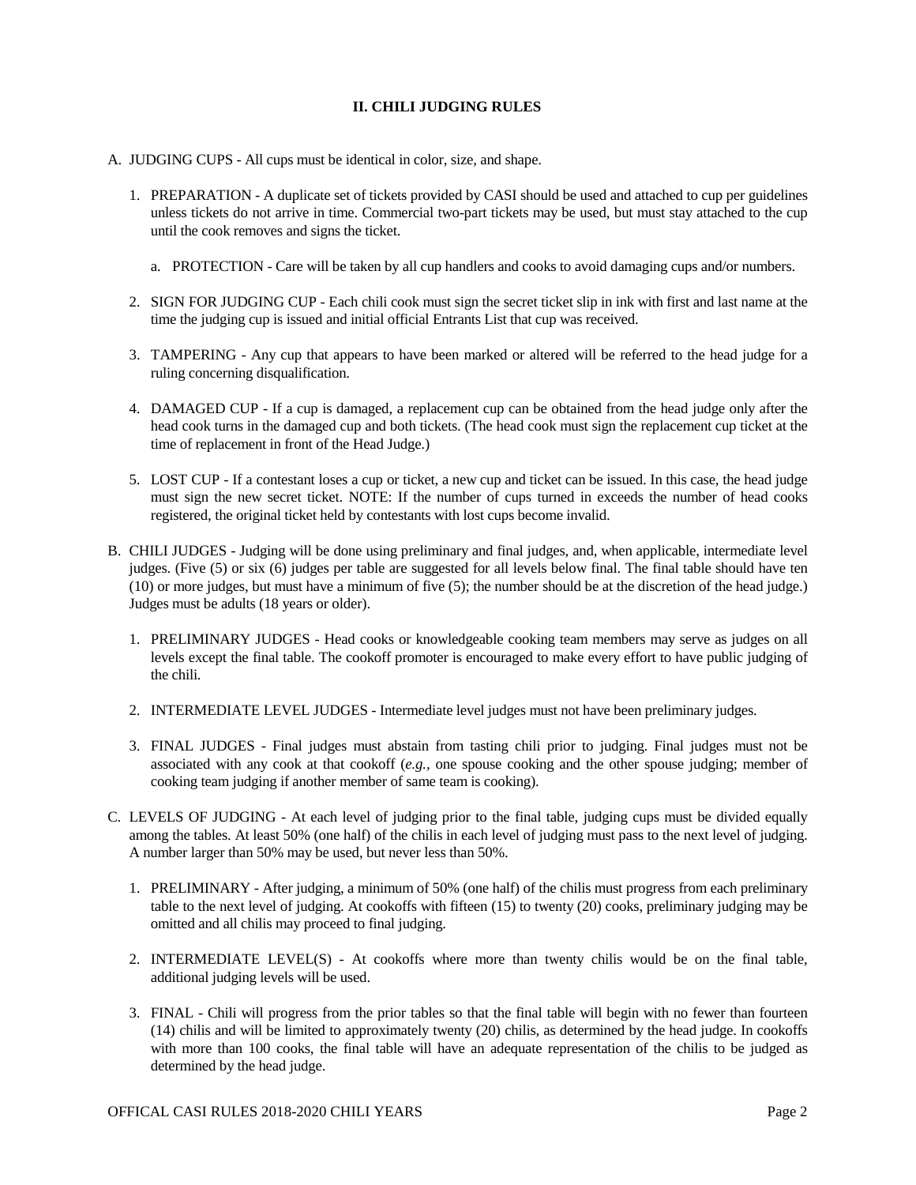## II. CHILI JUDGING RULES

A. JUDGING CUPS - All cups must be identical in color, size, and shape.

   1. PREPARATION - A duplicate set of tickets provided by CASI should be used and attached to cup per guidelines unless tickets do not arrive in time. Commercial two-part tickets may be used, but must stay attached to the cup until the cook removes and signs the ticket.

      a. PROTECTION - Care will be taken by all cup handlers and cooks to avoid damaging cups and/or numbers.

   2. SIGN FOR JUDGING CUP - Each chili cook must sign the secret ticket slip in ink with first and last name at the time the judging cup is issued and initial official Entrants List that cup was received.

   3. TAMPERING - Any cup that appears to have been marked or altered will be referred to the head judge for a ruling concerning disqualification.

   4. DAMAGED CUP - If a cup is damaged, a replacement cup can be obtained from the head judge only after the head cook turns in the damaged cup and both tickets. (The head cook must sign the replacement cup ticket at the time of replacement in front of the Head Judge.)

   5. LOST CUP - If a contestant loses a cup or ticket, a new cup and ticket can be issued. In this case, the head judge must sign the new secret ticket. NOTE: If the number of cups turned in exceeds the number of head cooks registered, the original ticket held by contestants with lost cups become invalid.

B. CHILI JUDGES - Judging will be done using preliminary and final judges, and, when applicable, intermediate level judges. (Five (5) or six (6) judges per table are suggested for all levels below final. The final table should have ten (10) or more judges, but must have a minimum of five (5); the number should be at the discretion of the head judge.) Judges must be adults (18 years or older).

   1. PRELIMINARY JUDGES - Head cooks or knowledgeable cooking team members may serve as judges on all levels except the final table. The cookoff promoter is encouraged to make every effort to have public judging of the chili.

   2. INTERMEDIATE LEVEL JUDGES - Intermediate level judges must not have been preliminary judges.

   3. FINAL JUDGES - Final judges must abstain from tasting chili prior to judging. Final judges must not be associated with any cook at that cookoff (*e.g.*, one spouse cooking and the other spouse judging; member of cooking team judging if another member of same team is cooking).

C. LEVELS OF JUDGING - At each level of judging prior to the final table, judging cups must be divided equally among the tables. At least 50% (one half) of the chilis in each level of judging must pass to the next level of judging. A number larger than 50% may be used, but never less than 50%.

   1. PRELIMINARY - After judging, a minimum of 50% (one half) of the chilis must progress from each preliminary table to the next level of judging. At cookoffs with fifteen (15) to twenty (20) cooks, preliminary judging may be omitted and all chilis may proceed to final judging.

   2. INTERMEDIATE LEVEL(S) - At cookoffs where more than twenty chilis would be on the final table, additional judging levels will be used.

   3. FINAL - Chili will progress from the prior tables so that the final table will begin with no fewer than fourteen (14) chilis and will be limited to approximately twenty (20) chilis, as determined by the head judge. In cookoffs with more than 100 cooks, the final table will have an adequate representation of the chilis to be judged as determined by the head judge.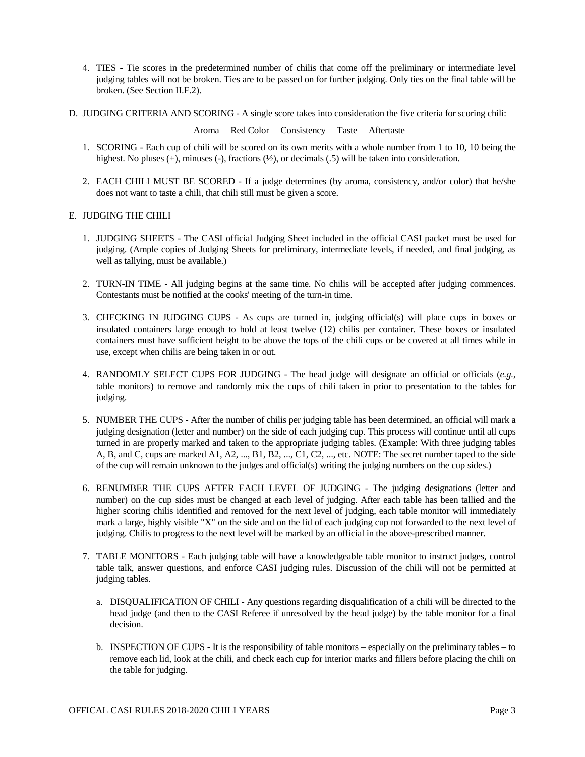4. TIES - Tie scores in the predetermined number of chilis that come off the preliminary or intermediate level judging tables will not be broken. Ties are to be passed on for further judging. Only ties on the final table will be broken. (See Section II.F.2).

D. JUDGING CRITERIA AND SCORING - A single score takes into consideration the five criteria for scoring chili:

Aroma Red Color Consistency Taste Aftertaste

1. SCORING - Each cup of chili will be scored on its own merits with a whole number from 1 to 10, 10 being the highest. No pluses (+), minuses (-), fractions (½), or decimals (.5) will be taken into consideration.

2. EACH CHILI MUST BE SCORED - If a judge determines (by aroma, consistency, and/or color) that he/she does not want to taste a chili, that chili still must be given a score.

E. JUDGING THE CHILI

1. JUDGING SHEETS - The CASI official Judging Sheet included in the official CASI packet must be used for judging. (Ample copies of Judging Sheets for preliminary, intermediate levels, if needed, and final judging, as well as tallying, must be available.)

2. TURN-IN TIME - All judging begins at the same time. No chilis will be accepted after judging commences. Contestants must be notified at the cooks' meeting of the turn-in time.

3. CHECKING IN JUDGING CUPS - As cups are turned in, judging official(s) will place cups in boxes or insulated containers large enough to hold at least twelve (12) chilis per container. These boxes or insulated containers must have sufficient height to be above the tops of the chili cups or be covered at all times while in use, except when chilis are being taken in or out.

4. RANDOMLY SELECT CUPS FOR JUDGING - The head judge will designate an official or officials (*e.g.*, table monitors) to remove and randomly mix the cups of chili taken in prior to presentation to the tables for judging.

5. NUMBER THE CUPS - After the number of chilis per judging table has been determined, an official will mark a judging designation (letter and number) on the side of each judging cup. This process will continue until all cups turned in are properly marked and taken to the appropriate judging tables. (Example: With three judging tables A, B, and C, cups are marked A1, A2, ..., B1, B2, ..., C1, C2, ..., etc. NOTE: The secret number taped to the side of the cup will remain unknown to the judges and official(s) writing the judging numbers on the cup sides.)

6. RENUMBER THE CUPS AFTER EACH LEVEL OF JUDGING - The judging designations (letter and number) on the cup sides must be changed at each level of judging. After each table has been tallied and the higher scoring chilis identified and removed for the next level of judging, each table monitor will immediately mark a large, highly visible "X" on the side and on the lid of each judging cup not forwarded to the next level of judging. Chilis to progress to the next level will be marked by an official in the above-prescribed manner.

7. TABLE MONITORS - Each judging table will have a knowledgeable table monitor to instruct judges, control table talk, answer questions, and enforce CASI judging rules. Discussion of the chili will not be permitted at judging tables.

   a. DISQUALIFICATION OF CHILI - Any questions regarding disqualification of a chili will be directed to the head judge (and then to the CASI Referee if unresolved by the head judge) by the table monitor for a final decision.

   b. INSPECTION OF CUPS - It is the responsibility of table monitors – especially on the preliminary tables – to remove each lid, look at the chili, and check each cup for interior marks and fillers before placing the chili on the table for judging.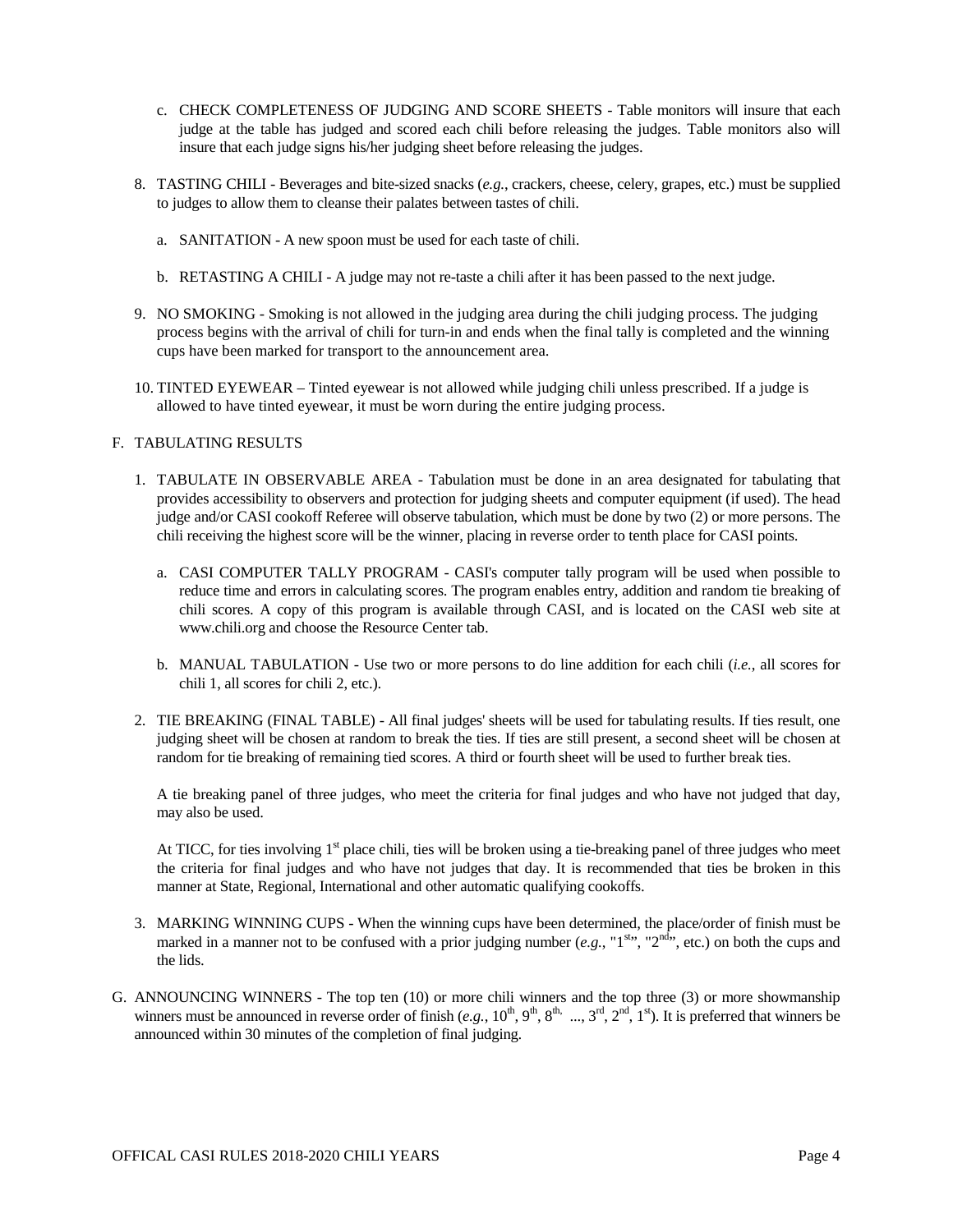c. CHECK COMPLETENESS OF JUDGING AND SCORE SHEETS - Table monitors will insure that each judge at the table has judged and scored each chili before releasing the judges. Table monitors also will insure that each judge signs his/her judging sheet before releasing the judges.

8. TASTING CHILI - Beverages and bite-sized snacks (*e.g.*, crackers, cheese, celery, grapes, etc.) must be supplied to judges to allow them to cleanse their palates between tastes of chili.

   a. SANITATION - A new spoon must be used for each taste of chili.

   b. RETASTING A CHILI - A judge may not re-taste a chili after it has been passed to the next judge.

9. NO SMOKING - Smoking is not allowed in the judging area during the chili judging process. The judging process begins with the arrival of chili for turn-in and ends when the final tally is completed and the winning cups have been marked for transport to the announcement area.

10. TINTED EYEWEAR – Tinted eyewear is not allowed while judging chili unless prescribed. If a judge is allowed to have tinted eyewear, it must be worn during the entire judging process.

F. TABULATING RESULTS

1. TABULATE IN OBSERVABLE AREA - Tabulation must be done in an area designated for tabulating that provides accessibility to observers and protection for judging sheets and computer equipment (if used). The head judge and/or CASI cookoff Referee will observe tabulation, which must be done by two (2) or more persons. The chili receiving the highest score will be the winner, placing in reverse order to tenth place for CASI points.

   a. CASI COMPUTER TALLY PROGRAM - CASI's computer tally program will be used when possible to reduce time and errors in calculating scores. The program enables entry, addition and random tie breaking of chili scores. A copy of this program is available through CASI, and is located on the CASI web site at www.chili.org and choose the Resource Center tab.

   b. MANUAL TABULATION - Use two or more persons to do line addition for each chili (*i.e.*, all scores for chili 1, all scores for chili 2, etc.).

2. TIE BREAKING (FINAL TABLE) - All final judges' sheets will be used for tabulating results. If ties result, one judging sheet will be chosen at random to break the ties. If ties are still present, a second sheet will be chosen at random for tie breaking of remaining tied scores. A third or fourth sheet will be used to further break ties.

   A tie breaking panel of three judges, who meet the criteria for final judges and who have not judged that day, may also be used.

   At TICC, for ties involving 1st place chili, ties will be broken using a tie-breaking panel of three judges who meet the criteria for final judges and who have not judges that day. It is recommended that ties be broken in this manner at State, Regional, International and other automatic qualifying cookoffs.

3. MARKING WINNING CUPS - When the winning cups have been determined, the place/order of finish must be marked in a manner not to be confused with a prior judging number (*e.g.*, "1st", "2nd", etc.) on both the cups and the lids.

G. ANNOUNCING WINNERS - The top ten (10) or more chili winners and the top three (3) or more showmanship winners must be announced in reverse order of finish (*e.g.*, 10th, 9th, 8th, ..., 3rd, 2nd, 1st). It is preferred that winners be announced within 30 minutes of the completion of final judging.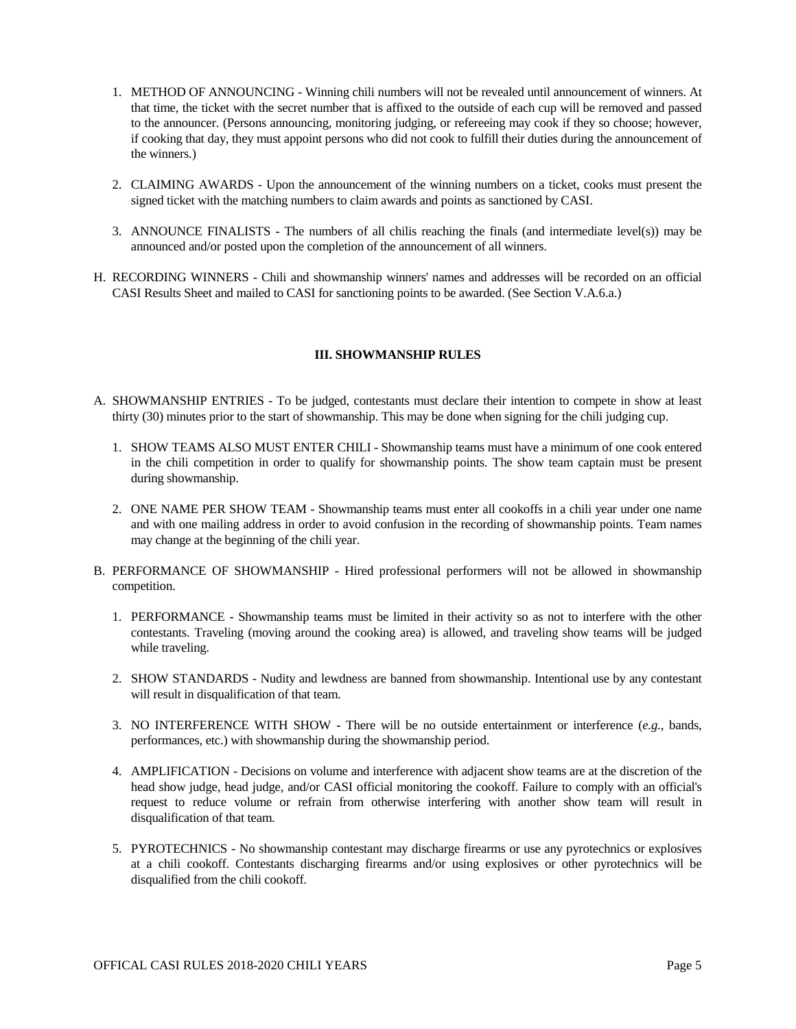1. METHOD OF ANNOUNCING - Winning chili numbers will not be revealed until announcement of winners. At that time, the ticket with the secret number that is affixed to the outside of each cup will be removed and passed to the announcer. (Persons announcing, monitoring judging, or refereeing may cook if they so choose; however, if cooking that day, they must appoint persons who did not cook to fulfill their duties during the announcement of the winners.)

2. CLAIMING AWARDS - Upon the announcement of the winning numbers on a ticket, cooks must present the signed ticket with the matching numbers to claim awards and points as sanctioned by CASI.

3. ANNOUNCE FINALISTS - The numbers of all chilis reaching the finals (and intermediate level(s)) may be announced and/or posted upon the completion of the announcement of all winners.

H. RECORDING WINNERS - Chili and showmanship winners' names and addresses will be recorded on an official CASI Results Sheet and mailed to CASI for sanctioning points to be awarded. (See Section V.A.6.a.)

## III. SHOWMANSHIP RULES

A. SHOWMANSHIP ENTRIES - To be judged, contestants must declare their intention to compete in show at least thirty (30) minutes prior to the start of showmanship. This may be done when signing for the chili judging cup.

1. SHOW TEAMS ALSO MUST ENTER CHILI - Showmanship teams must have a minimum of one cook entered in the chili competition in order to qualify for showmanship points. The show team captain must be present during showmanship.

2. ONE NAME PER SHOW TEAM - Showmanship teams must enter all cookoffs in a chili year under one name and with one mailing address in order to avoid confusion in the recording of showmanship points. Team names may change at the beginning of the chili year.

B. PERFORMANCE OF SHOWMANSHIP - Hired professional performers will not be allowed in showmanship competition.

1. PERFORMANCE - Showmanship teams must be limited in their activity so as not to interfere with the other contestants. Traveling (moving around the cooking area) is allowed, and traveling show teams will be judged while traveling.

2. SHOW STANDARDS - Nudity and lewdness are banned from showmanship. Intentional use by any contestant will result in disqualification of that team.

3. NO INTERFERENCE WITH SHOW - There will be no outside entertainment or interference (*e.g.*, bands, performances, etc.) with showmanship during the showmanship period.

4. AMPLIFICATION - Decisions on volume and interference with adjacent show teams are at the discretion of the head show judge, head judge, and/or CASI official monitoring the cookoff. Failure to comply with an official's request to reduce volume or refrain from otherwise interfering with another show team will result in disqualification of that team.

5. PYROTECHNICS - No showmanship contestant may discharge firearms or use any pyrotechnics or explosives at a chili cookoff. Contestants discharging firearms and/or using explosives or other pyrotechnics will be disqualified from the chili cookoff.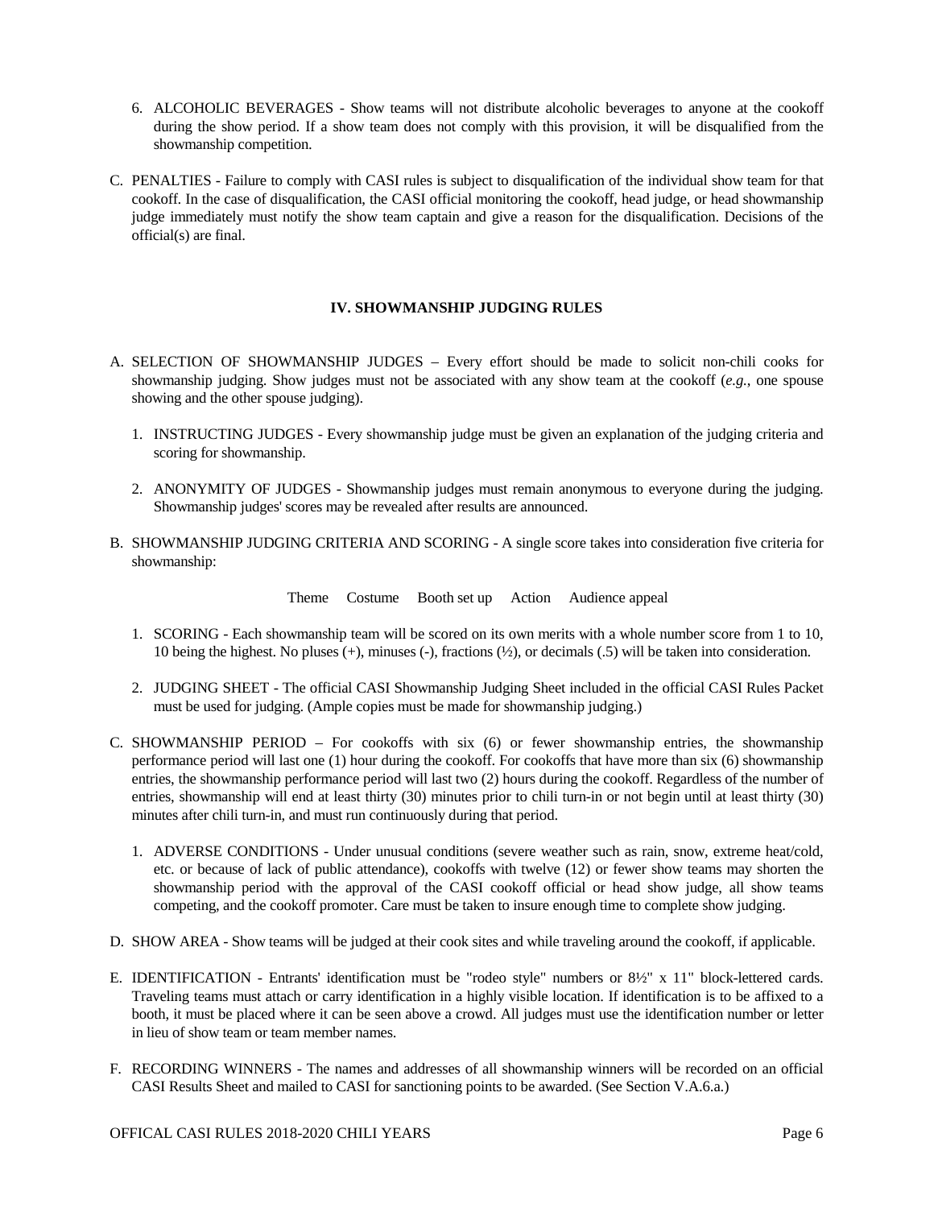6. ALCOHOLIC BEVERAGES - Show teams will not distribute alcoholic beverages to anyone at the cookoff during the show period. If a show team does not comply with this provision, it will be disqualified from the showmanship competition.

C. PENALTIES - Failure to comply with CASI rules is subject to disqualification of the individual show team for that cookoff. In the case of disqualification, the CASI official monitoring the cookoff, head judge, or head showmanship judge immediately must notify the show team captain and give a reason for the disqualification. Decisions of the official(s) are final.

## IV. SHOWMANSHIP JUDGING RULES

A. SELECTION OF SHOWMANSHIP JUDGES – Every effort should be made to solicit non-chili cooks for showmanship judging. Show judges must not be associated with any show team at the cookoff (*e.g.*, one spouse showing and the other spouse judging).

1. INSTRUCTING JUDGES - Every showmanship judge must be given an explanation of the judging criteria and scoring for showmanship.

2. ANONYMITY OF JUDGES - Showmanship judges must remain anonymous to everyone during the judging. Showmanship judges' scores may be revealed after results are announced.

B. SHOWMANSHIP JUDGING CRITERIA AND SCORING - A single score takes into consideration five criteria for showmanship:

Theme     Costume     Booth set up     Action     Audience appeal

1. SCORING - Each showmanship team will be scored on its own merits with a whole number score from 1 to 10, 10 being the highest. No pluses (+), minuses (-), fractions (½), or decimals (.5) will be taken into consideration.

2. JUDGING SHEET - The official CASI Showmanship Judging Sheet included in the official CASI Rules Packet must be used for judging. (Ample copies must be made for showmanship judging.)

C. SHOWMANSHIP PERIOD – For cookoffs with six (6) or fewer showmanship entries, the showmanship performance period will last one (1) hour during the cookoff. For cookoffs that have more than six (6) showmanship entries, the showmanship performance period will last two (2) hours during the cookoff. Regardless of the number of entries, showmanship will end at least thirty (30) minutes prior to chili turn-in or not begin until at least thirty (30) minutes after chili turn-in, and must run continuously during that period.

1. ADVERSE CONDITIONS - Under unusual conditions (severe weather such as rain, snow, extreme heat/cold, etc. or because of lack of public attendance), cookoffs with twelve (12) or fewer show teams may shorten the showmanship period with the approval of the CASI cookoff official or head show judge, all show teams competing, and the cookoff promoter. Care must be taken to insure enough time to complete show judging.

D. SHOW AREA - Show teams will be judged at their cook sites and while traveling around the cookoff, if applicable.

E. IDENTIFICATION - Entrants' identification must be "rodeo style" numbers or 8½" x 11" block-lettered cards. Traveling teams must attach or carry identification in a highly visible location. If identification is to be affixed to a booth, it must be placed where it can be seen above a crowd. All judges must use the identification number or letter in lieu of show team or team member names.

F. RECORDING WINNERS - The names and addresses of all showmanship winners will be recorded on an official CASI Results Sheet and mailed to CASI for sanctioning points to be awarded. (See Section V.A.6.a.)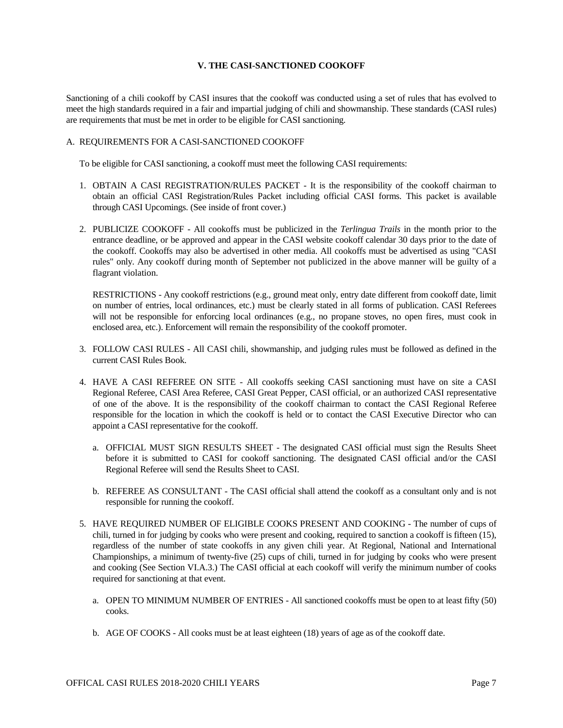## V. THE CASI-SANCTIONED COOKOFF

Sanctioning of a chili cookoff by CASI insures that the cookoff was conducted using a set of rules that has evolved to meet the high standards required in a fair and impartial judging of chili and showmanship. These standards (CASI rules) are requirements that must be met in order to be eligible for CASI sanctioning.

### A. REQUIREMENTS FOR A CASI-SANCTIONED COOKOFF

To be eligible for CASI sanctioning, a cookoff must meet the following CASI requirements:

1. OBTAIN A CASI REGISTRATION/RULES PACKET - It is the responsibility of the cookoff chairman to obtain an official CASI Registration/Rules Packet including official CASI forms. This packet is available through CASI Upcomings. (See inside of front cover.)

2. PUBLICIZE COOKOFF - All cookoffs must be publicized in the *Terlingua Trails* in the month prior to the entrance deadline, or be approved and appear in the CASI website cookoff calendar 30 days prior to the date of the cookoff. Cookoffs may also be advertised in other media. All cookoffs must be advertised as using "CASI rules" only. Any cookoff during month of September not publicized in the above manner will be guilty of a flagrant violation.

   RESTRICTIONS - Any cookoff restrictions (e.g., ground meat only, entry date different from cookoff date, limit on number of entries, local ordinances, etc.) must be clearly stated in all forms of publication. CASI Referees will not be responsible for enforcing local ordinances (e.g., no propane stoves, no open fires, must cook in enclosed area, etc.). Enforcement will remain the responsibility of the cookoff promoter.

3. FOLLOW CASI RULES - All CASI chili, showmanship, and judging rules must be followed as defined in the current CASI Rules Book.

4. HAVE A CASI REFEREE ON SITE - All cookoffs seeking CASI sanctioning must have on site a CASI Regional Referee, CASI Area Referee, CASI Great Pepper, CASI official, or an authorized CASI representative of one of the above. It is the responsibility of the cookoff chairman to contact the CASI Regional Referee responsible for the location in which the cookoff is held or to contact the CASI Executive Director who can appoint a CASI representative for the cookoff.

   a. OFFICIAL MUST SIGN RESULTS SHEET - The designated CASI official must sign the Results Sheet before it is submitted to CASI for cookoff sanctioning. The designated CASI official and/or the CASI Regional Referee will send the Results Sheet to CASI.

   b. REFEREE AS CONSULTANT - The CASI official shall attend the cookoff as a consultant only and is not responsible for running the cookoff.

5. HAVE REQUIRED NUMBER OF ELIGIBLE COOKS PRESENT AND COOKING - The number of cups of chili, turned in for judging by cooks who were present and cooking, required to sanction a cookoff is fifteen (15), regardless of the number of state cookoffs in any given chili year. At Regional, National and International Championships, a minimum of twenty-five (25) cups of chili, turned in for judging by cooks who were present and cooking (See Section VI.A.3.) The CASI official at each cookoff will verify the minimum number of cooks required for sanctioning at that event.

   a. OPEN TO MINIMUM NUMBER OF ENTRIES - All sanctioned cookoffs must be open to at least fifty (50) cooks.

   b. AGE OF COOKS - All cooks must be at least eighteen (18) years of age as of the cookoff date.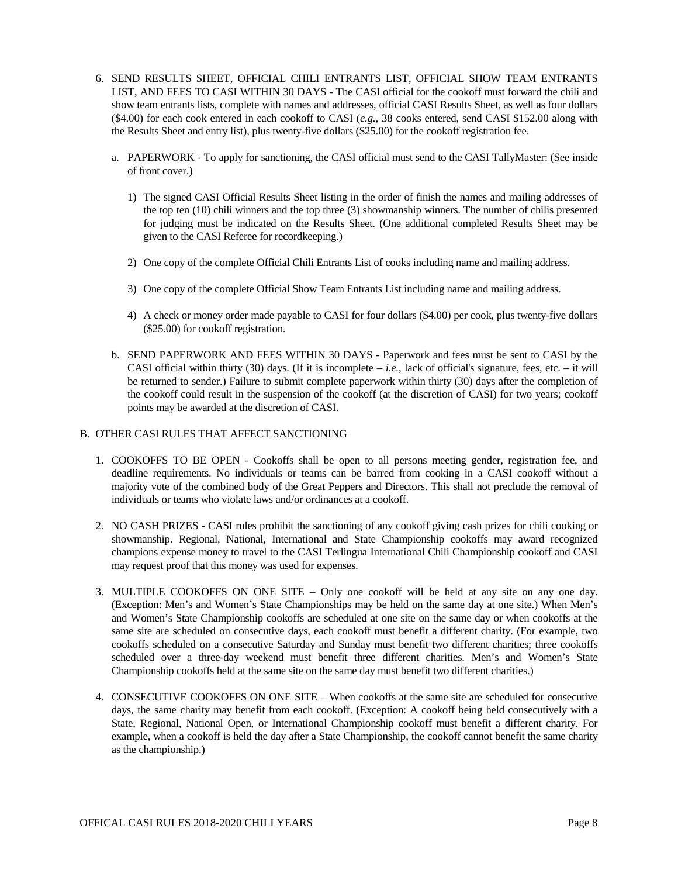6. SEND RESULTS SHEET, OFFICIAL CHILI ENTRANTS LIST, OFFICIAL SHOW TEAM ENTRANTS LIST, AND FEES TO CASI WITHIN 30 DAYS - The CASI official for the cookoff must forward the chili and show team entrants lists, complete with names and addresses, official CASI Results Sheet, as well as four dollars ($4.00) for each cook entered in each cookoff to CASI (*e.g.*, 38 cooks entered, send CASI $152.00 along with the Results Sheet and entry list), plus twenty-five dollars ($25.00) for the cookoff registration fee.

   a. PAPERWORK - To apply for sanctioning, the CASI official must send to the CASI TallyMaster: (See inside of front cover.)

      1) The signed CASI Official Results Sheet listing in the order of finish the names and mailing addresses of the top ten (10) chili winners and the top three (3) showmanship winners. The number of chilis presented for judging must be indicated on the Results Sheet. (One additional completed Results Sheet may be given to the CASI Referee for recordkeeping.)

      2) One copy of the complete Official Chili Entrants List of cooks including name and mailing address.

      3) One copy of the complete Official Show Team Entrants List including name and mailing address.

      4) A check or money order made payable to CASI for four dollars ($4.00) per cook, plus twenty-five dollars ($25.00) for cookoff registration.

   b. SEND PAPERWORK AND FEES WITHIN 30 DAYS - Paperwork and fees must be sent to CASI by the CASI official within thirty (30) days. (If it is incomplete – *i.e.*, lack of official's signature, fees, etc. – it will be returned to sender.) Failure to submit complete paperwork within thirty (30) days after the completion of the cookoff could result in the suspension of the cookoff (at the discretion of CASI) for two years; cookoff points may be awarded at the discretion of CASI.

B. OTHER CASI RULES THAT AFFECT SANCTIONING

1. COOKOFFS TO BE OPEN - Cookoffs shall be open to all persons meeting gender, registration fee, and deadline requirements. No individuals or teams can be barred from cooking in a CASI cookoff without a majority vote of the combined body of the Great Peppers and Directors. This shall not preclude the removal of individuals or teams who violate laws and/or ordinances at a cookoff.

2. NO CASH PRIZES - CASI rules prohibit the sanctioning of any cookoff giving cash prizes for chili cooking or showmanship. Regional, National, International and State Championship cookoffs may award recognized champions expense money to travel to the CASI Terlingua International Chili Championship cookoff and CASI may request proof that this money was used for expenses.

3. MULTIPLE COOKOFFS ON ONE SITE – Only one cookoff will be held at any site on any one day. (Exception: Men's and Women's State Championships may be held on the same day at one site.) When Men's and Women's State Championship cookoffs are scheduled at one site on the same day or when cookoffs at the same site are scheduled on consecutive days, each cookoff must benefit a different charity. (For example, two cookoffs scheduled on a consecutive Saturday and Sunday must benefit two different charities; three cookoffs scheduled over a three-day weekend must benefit three different charities. Men's and Women's State Championship cookoffs held at the same site on the same day must benefit two different charities.)

4. CONSECUTIVE COOKOFFS ON ONE SITE – When cookoffs at the same site are scheduled for consecutive days, the same charity may benefit from each cookoff. (Exception: A cookoff being held consecutively with a State, Regional, National Open, or International Championship cookoff must benefit a different charity. For example, when a cookoff is held the day after a State Championship, the cookoff cannot benefit the same charity as the championship.)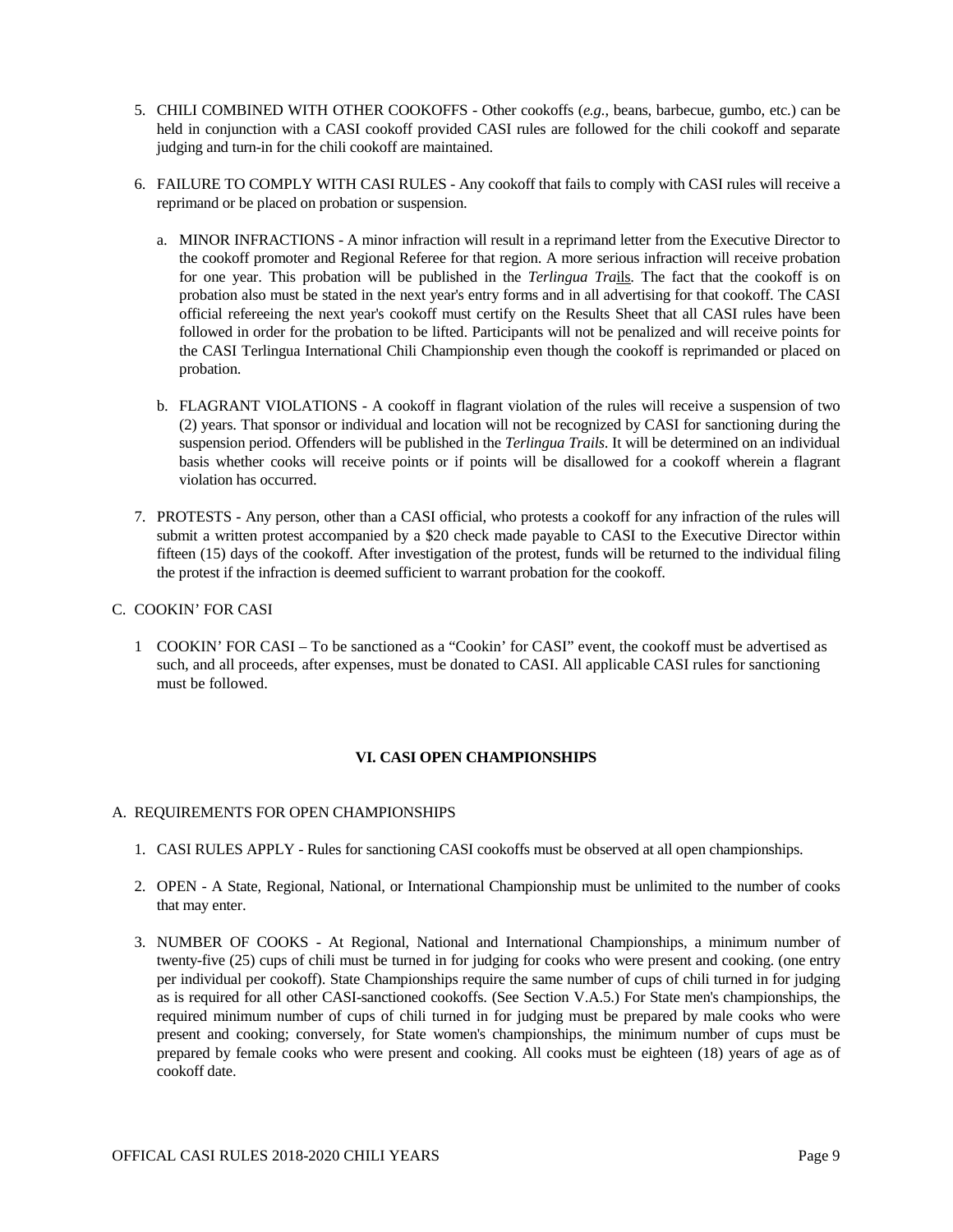5. CHILI COMBINED WITH OTHER COOKOFFS - Other cookoffs (*e.g.*, beans, barbecue, gumbo, etc.) can be held in conjunction with a CASI cookoff provided CASI rules are followed for the chili cookoff and separate judging and turn-in for the chili cookoff are maintained.

6. FAILURE TO COMPLY WITH CASI RULES - Any cookoff that fails to comply with CASI rules will receive a reprimand or be placed on probation or suspension.

   a. MINOR INFRACTIONS - A minor infraction will result in a reprimand letter from the Executive Director to the cookoff promoter and Regional Referee for that region. A more serious infraction will receive probation for one year. This probation will be published in the *Terlingua Trails*. The fact that the cookoff is on probation also must be stated in the next year's entry forms and in all advertising for that cookoff. The CASI official refereeing the next year's cookoff must certify on the Results Sheet that all CASI rules have been followed in order for the probation to be lifted. Participants will not be penalized and will receive points for the CASI Terlingua International Chili Championship even though the cookoff is reprimanded or placed on probation.

   b. FLAGRANT VIOLATIONS - A cookoff in flagrant violation of the rules will receive a suspension of two (2) years. That sponsor or individual and location will not be recognized by CASI for sanctioning during the suspension period. Offenders will be published in the *Terlingua Trails*. It will be determined on an individual basis whether cooks will receive points or if points will be disallowed for a cookoff wherein a flagrant violation has occurred.

7. PROTESTS - Any person, other than a CASI official, who protests a cookoff for any infraction of the rules will submit a written protest accompanied by a $20 check made payable to CASI to the Executive Director within fifteen (15) days of the cookoff. After investigation of the protest, funds will be returned to the individual filing the protest if the infraction is deemed sufficient to warrant probation for the cookoff.

C. COOKIN' FOR CASI

1 COOKIN' FOR CASI – To be sanctioned as a "Cookin' for CASI" event, the cookoff must be advertised as such, and all proceeds, after expenses, must be donated to CASI. All applicable CASI rules for sanctioning must be followed.

## VI. CASI OPEN CHAMPIONSHIPS

A. REQUIREMENTS FOR OPEN CHAMPIONSHIPS

1. CASI RULES APPLY - Rules for sanctioning CASI cookoffs must be observed at all open championships.

2. OPEN - A State, Regional, National, or International Championship must be unlimited to the number of cooks that may enter.

3. NUMBER OF COOKS - At Regional, National and International Championships, a minimum number of twenty-five (25) cups of chili must be turned in for judging for cooks who were present and cooking. (one entry per individual per cookoff). State Championships require the same number of cups of chili turned in for judging as is required for all other CASI-sanctioned cookoffs. (See Section V.A.5.) For State men's championships, the required minimum number of cups of chili turned in for judging must be prepared by male cooks who were present and cooking; conversely, for State women's championships, the minimum number of cups must be prepared by female cooks who were present and cooking. All cooks must be eighteen (18) years of age as of cookoff date.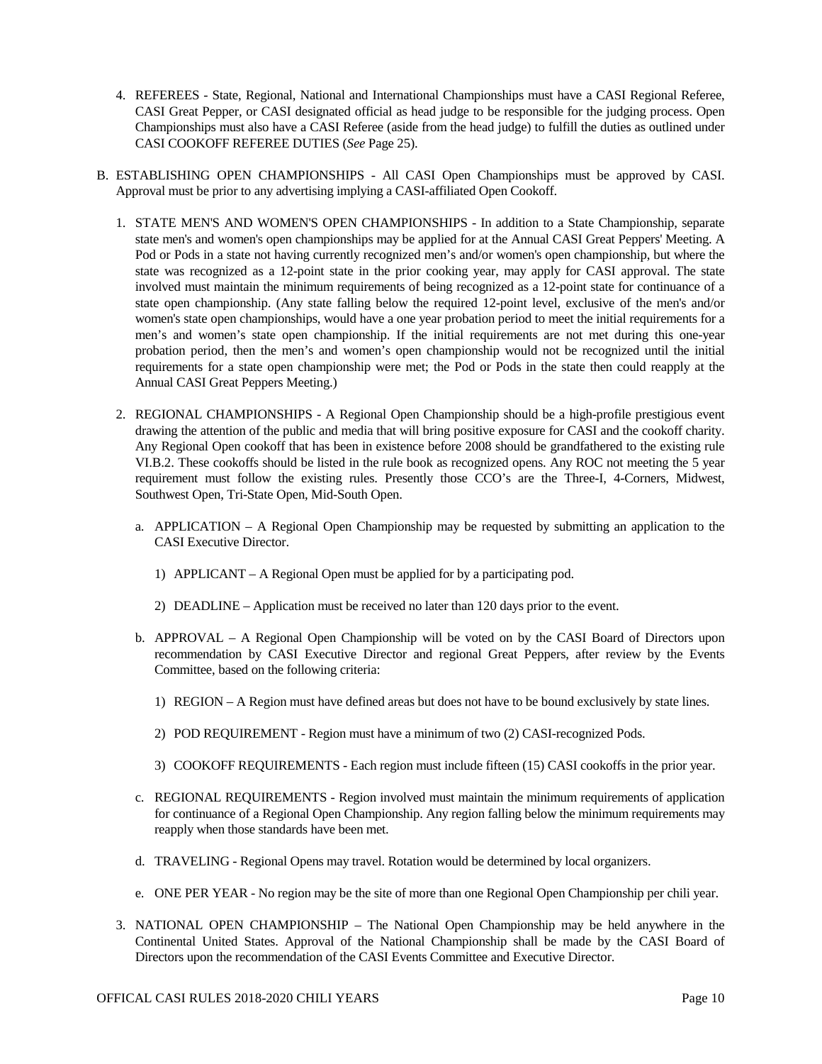4. REFEREES - State, Regional, National and International Championships must have a CASI Regional Referee, CASI Great Pepper, or CASI designated official as head judge to be responsible for the judging process. Open Championships must also have a CASI Referee (aside from the head judge) to fulfill the duties as outlined under CASI COOKOFF REFEREE DUTIES (*See* Page 25).

B. ESTABLISHING OPEN CHAMPIONSHIPS - All CASI Open Championships must be approved by CASI. Approval must be prior to any advertising implying a CASI-affiliated Open Cookoff.

1. STATE MEN'S AND WOMEN'S OPEN CHAMPIONSHIPS - In addition to a State Championship, separate state men's and women's open championships may be applied for at the Annual CASI Great Peppers' Meeting. A Pod or Pods in a state not having currently recognized men's and/or women's open championship, but where the state was recognized as a 12-point state in the prior cooking year, may apply for CASI approval. The state involved must maintain the minimum requirements of being recognized as a 12-point state for continuance of a state open championship. (Any state falling below the required 12-point level, exclusive of the men's and/or women's state open championships, would have a one year probation period to meet the initial requirements for a men's and women's state open championship. If the initial requirements are not met during this one-year probation period, then the men's and women's open championship would not be recognized until the initial requirements for a state open championship were met; the Pod or Pods in the state then could reapply at the Annual CASI Great Peppers Meeting.)

2. REGIONAL CHAMPIONSHIPS - A Regional Open Championship should be a high-profile prestigious event drawing the attention of the public and media that will bring positive exposure for CASI and the cookoff charity. Any Regional Open cookoff that has been in existence before 2008 should be grandfathered to the existing rule VI.B.2. These cookoffs should be listed in the rule book as recognized opens. Any ROC not meeting the 5 year requirement must follow the existing rules. Presently those CCO's are the Three-I, 4-Corners, Midwest, Southwest Open, Tri-State Open, Mid-South Open.

   a. APPLICATION – A Regional Open Championship may be requested by submitting an application to the CASI Executive Director.

      1) APPLICANT – A Regional Open must be applied for by a participating pod.

      2) DEADLINE – Application must be received no later than 120 days prior to the event.

   b. APPROVAL – A Regional Open Championship will be voted on by the CASI Board of Directors upon recommendation by CASI Executive Director and regional Great Peppers, after review by the Events Committee, based on the following criteria:

      1) REGION – A Region must have defined areas but does not have to be bound exclusively by state lines.

      2) POD REQUIREMENT - Region must have a minimum of two (2) CASI-recognized Pods.

      3) COOKOFF REQUIREMENTS - Each region must include fifteen (15) CASI cookoffs in the prior year.

   c. REGIONAL REQUIREMENTS - Region involved must maintain the minimum requirements of application for continuance of a Regional Open Championship. Any region falling below the minimum requirements may reapply when those standards have been met.

   d. TRAVELING - Regional Opens may travel. Rotation would be determined by local organizers.

   e. ONE PER YEAR - No region may be the site of more than one Regional Open Championship per chili year.

3. NATIONAL OPEN CHAMPIONSHIP – The National Open Championship may be held anywhere in the Continental United States. Approval of the National Championship shall be made by the CASI Board of Directors upon the recommendation of the CASI Events Committee and Executive Director.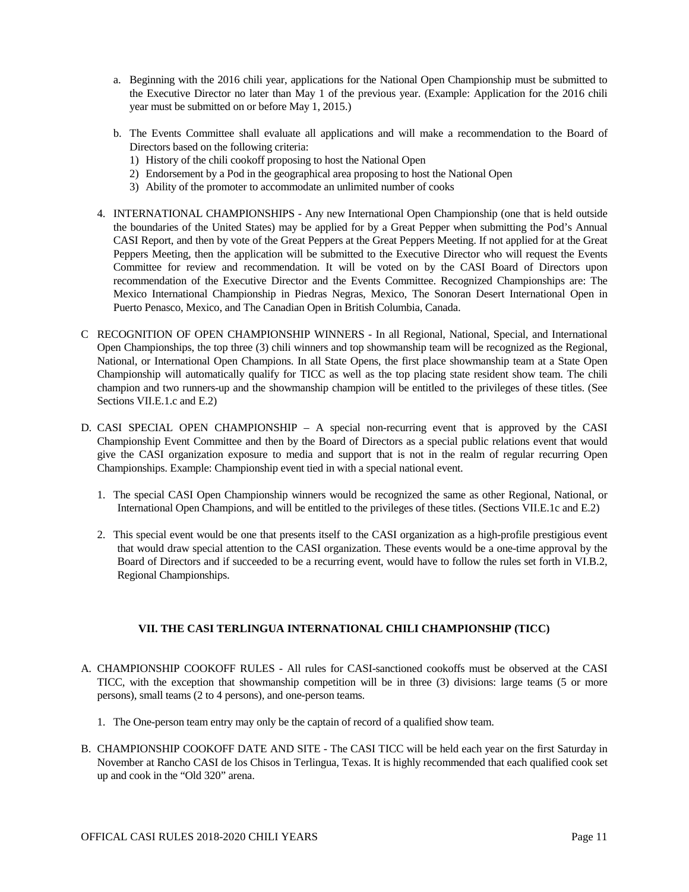a. Beginning with the 2016 chili year, applications for the National Open Championship must be submitted to the Executive Director no later than May 1 of the previous year. (Example: Application for the 2016 chili year must be submitted on or before May 1, 2015.)

b. The Events Committee shall evaluate all applications and will make a recommendation to the Board of Directors based on the following criteria:
   1) History of the chili cookoff proposing to host the National Open
   2) Endorsement by a Pod in the geographical area proposing to host the National Open
   3) Ability of the promoter to accommodate an unlimited number of cooks

4. INTERNATIONAL CHAMPIONSHIPS - Any new International Open Championship (one that is held outside the boundaries of the United States) may be applied for by a Great Pepper when submitting the Pod's Annual CASI Report, and then by vote of the Great Peppers at the Great Peppers Meeting. If not applied for at the Great Peppers Meeting, then the application will be submitted to the Executive Director who will request the Events Committee for review and recommendation. It will be voted on by the CASI Board of Directors upon recommendation of the Executive Director and the Events Committee. Recognized Championships are: The Mexico International Championship in Piedras Negras, Mexico, The Sonoran Desert International Open in Puerto Penasco, Mexico, and The Canadian Open in British Columbia, Canada.

C RECOGNITION OF OPEN CHAMPIONSHIP WINNERS - In all Regional, National, Special, and International Open Championships, the top three (3) chili winners and top showmanship team will be recognized as the Regional, National, or International Open Champions. In all State Opens, the first place showmanship team at a State Open Championship will automatically qualify for TICC as well as the top placing state resident show team. The chili champion and two runners-up and the showmanship champion will be entitled to the privileges of these titles. (See Sections VII.E.1.c and E.2)

D. CASI SPECIAL OPEN CHAMPIONSHIP – A special non-recurring event that is approved by the CASI Championship Event Committee and then by the Board of Directors as a special public relations event that would give the CASI organization exposure to media and support that is not in the realm of regular recurring Open Championships. Example: Championship event tied in with a special national event.

1. The special CASI Open Championship winners would be recognized the same as other Regional, National, or International Open Champions, and will be entitled to the privileges of these titles. (Sections VII.E.1c and E.2)

2. This special event would be one that presents itself to the CASI organization as a high-profile prestigious event that would draw special attention to the CASI organization. These events would be a one-time approval by the Board of Directors and if succeeded to be a recurring event, would have to follow the rules set forth in VI.B.2, Regional Championships.

## VII. THE CASI TERLINGUA INTERNATIONAL CHILI CHAMPIONSHIP (TICC)

A. CHAMPIONSHIP COOKOFF RULES - All rules for CASI-sanctioned cookoffs must be observed at the CASI TICC, with the exception that showmanship competition will be in three (3) divisions: large teams (5 or more persons), small teams (2 to 4 persons), and one-person teams.

1. The One-person team entry may only be the captain of record of a qualified show team.

B. CHAMPIONSHIP COOKOFF DATE AND SITE - The CASI TICC will be held each year on the first Saturday in November at Rancho CASI de los Chisos in Terlingua, Texas. It is highly recommended that each qualified cook set up and cook in the "Old 320" arena.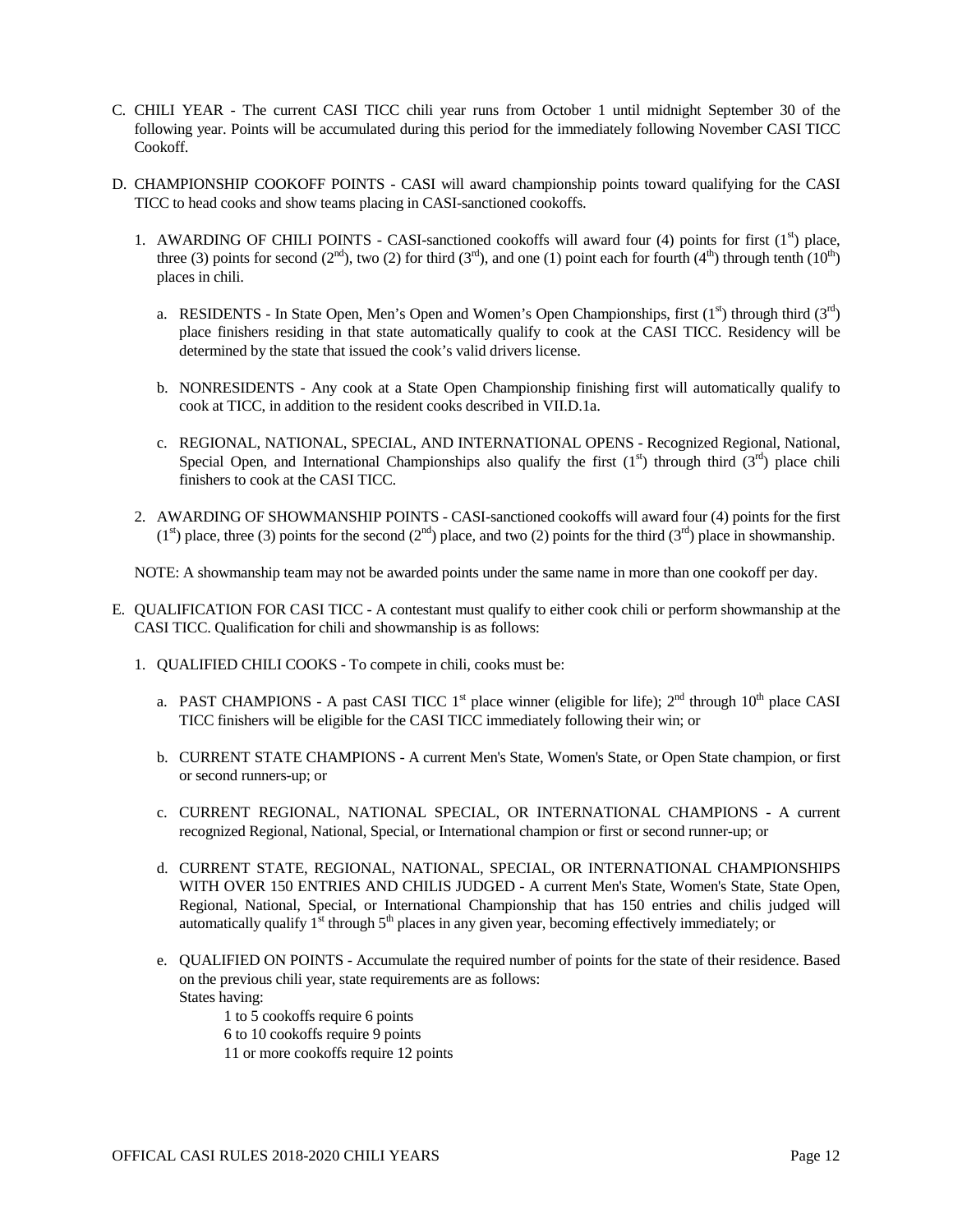C. CHILI YEAR - The current CASI TICC chili year runs from October 1 until midnight September 30 of the following year. Points will be accumulated during this period for the immediately following November CASI TICC Cookoff.

D. CHAMPIONSHIP COOKOFF POINTS - CASI will award championship points toward qualifying for the CASI TICC to head cooks and show teams placing in CASI-sanctioned cookoffs.

1. AWARDING OF CHILI POINTS - CASI-sanctioned cookoffs will award four (4) points for first (1st) place, three (3) points for second (2nd), two (2) for third (3rd), and one (1) point each for fourth (4th) through tenth (10th) places in chili.

   a. RESIDENTS - In State Open, Men's Open and Women's Open Championships, first (1st) through third (3rd) place finishers residing in that state automatically qualify to cook at the CASI TICC. Residency will be determined by the state that issued the cook's valid drivers license.

   b. NONRESIDENTS - Any cook at a State Open Championship finishing first will automatically qualify to cook at TICC, in addition to the resident cooks described in VII.D.1a.

   c. REGIONAL, NATIONAL, SPECIAL, AND INTERNATIONAL OPENS - Recognized Regional, National, Special Open, and International Championships also qualify the first (1st) through third (3rd) place chili finishers to cook at the CASI TICC.

2. AWARDING OF SHOWMANSHIP POINTS - CASI-sanctioned cookoffs will award four (4) points for the first (1st) place, three (3) points for the second (2nd) place, and two (2) points for the third (3rd) place in showmanship.

NOTE: A showmanship team may not be awarded points under the same name in more than one cookoff per day.

E. QUALIFICATION FOR CASI TICC - A contestant must qualify to either cook chili or perform showmanship at the CASI TICC. Qualification for chili and showmanship is as follows:

1. QUALIFIED CHILI COOKS - To compete in chili, cooks must be:

   a. PAST CHAMPIONS - A past CASI TICC 1st place winner (eligible for life); 2nd through 10th place CASI TICC finishers will be eligible for the CASI TICC immediately following their win; or

   b. CURRENT STATE CHAMPIONS - A current Men's State, Women's State, or Open State champion, or first or second runners-up; or

   c. CURRENT REGIONAL, NATIONAL SPECIAL, OR INTERNATIONAL CHAMPIONS - A current recognized Regional, National, Special, or International champion or first or second runner-up; or

   d. CURRENT STATE, REGIONAL, NATIONAL, SPECIAL, OR INTERNATIONAL CHAMPIONSHIPS WITH OVER 150 ENTRIES AND CHILIS JUDGED - A current Men's State, Women's State, State Open, Regional, National, Special, or International Championship that has 150 entries and chilis judged will automatically qualify 1st through 5th places in any given year, becoming effectively immediately; or

   e. QUALIFIED ON POINTS - Accumulate the required number of points for the state of their residence. Based on the previous chili year, state requirements are as follows:
   States having:
      1 to 5 cookoffs require 6 points
      6 to 10 cookoffs require 9 points
      11 or more cookoffs require 12 points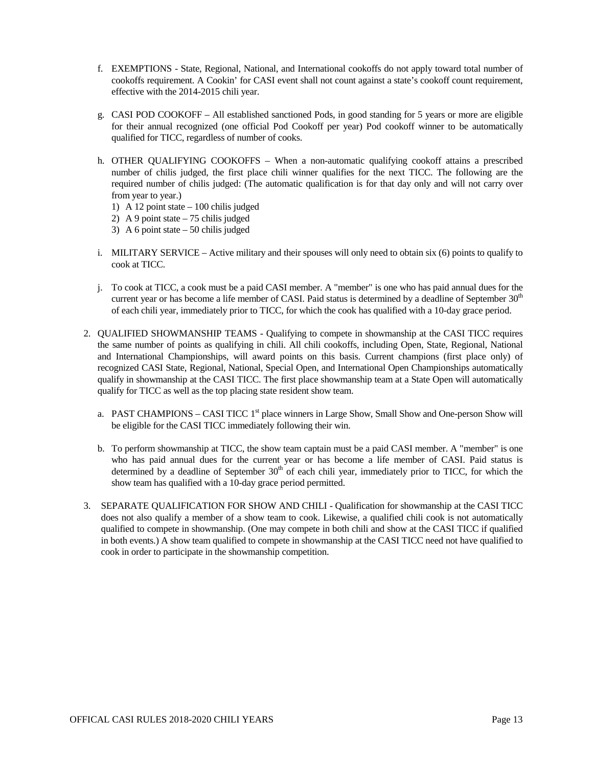f. EXEMPTIONS - State, Regional, National, and International cookoffs do not apply toward total number of cookoffs requirement. A Cookin' for CASI event shall not count against a state's cookoff count requirement, effective with the 2014-2015 chili year.

g. CASI POD COOKOFF – All established sanctioned Pods, in good standing for 5 years or more are eligible for their annual recognized (one official Pod Cookoff per year) Pod cookoff winner to be automatically qualified for TICC, regardless of number of cooks.

h. OTHER QUALIFYING COOKOFFS – When a non-automatic qualifying cookoff attains a prescribed number of chilis judged, the first place chili winner qualifies for the next TICC. The following are the required number of chilis judged: (The automatic qualification is for that day only and will not carry over from year to year.)
   1) A 12 point state – 100 chilis judged
   2) A 9 point state – 75 chilis judged
   3) A 6 point state – 50 chilis judged

i. MILITARY SERVICE – Active military and their spouses will only need to obtain six (6) points to qualify to cook at TICC.

j. To cook at TICC, a cook must be a paid CASI member. A "member" is one who has paid annual dues for the current year or has become a life member of CASI. Paid status is determined by a deadline of September 30th of each chili year, immediately prior to TICC, for which the cook has qualified with a 10-day grace period.

2. QUALIFIED SHOWMANSHIP TEAMS - Qualifying to compete in showmanship at the CASI TICC requires the same number of points as qualifying in chili. All chili cookoffs, including Open, State, Regional, National and International Championships, will award points on this basis. Current champions (first place only) of recognized CASI State, Regional, National, Special Open, and International Open Championships automatically qualify in showmanship at the CASI TICC. The first place showmanship team at a State Open will automatically qualify for TICC as well as the top placing state resident show team.

   a. PAST CHAMPIONS – CASI TICC 1st place winners in Large Show, Small Show and One-person Show will be eligible for the CASI TICC immediately following their win.

   b. To perform showmanship at TICC, the show team captain must be a paid CASI member. A "member" is one who has paid annual dues for the current year or has become a life member of CASI. Paid status is determined by a deadline of September 30th of each chili year, immediately prior to TICC, for which the show team has qualified with a 10-day grace period permitted.

3. SEPARATE QUALIFICATION FOR SHOW AND CHILI - Qualification for showmanship at the CASI TICC does not also qualify a member of a show team to cook. Likewise, a qualified chili cook is not automatically qualified to compete in showmanship. (One may compete in both chili and show at the CASI TICC if qualified in both events.) A show team qualified to compete in showmanship at the CASI TICC need not have qualified to cook in order to participate in the showmanship competition.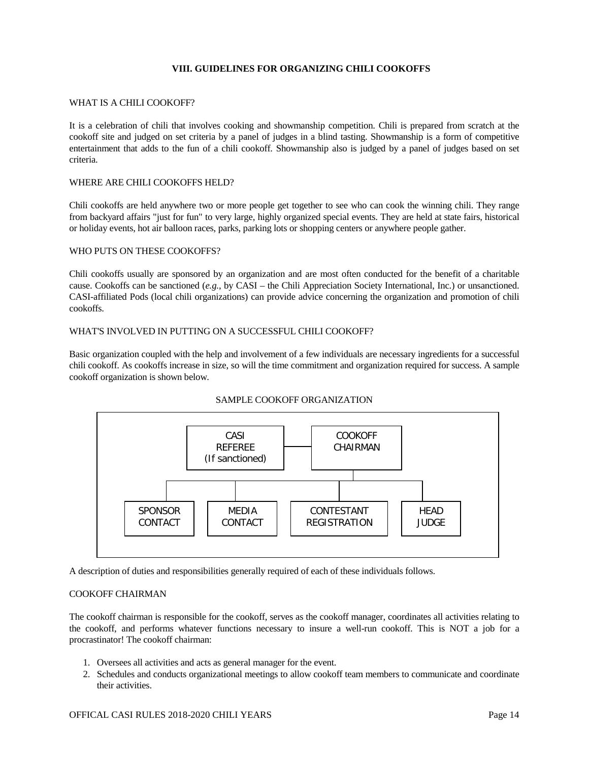## VIII. GUIDELINES FOR ORGANIZING CHILI COOKOFFS

WHAT IS A CHILI COOKOFF?

It is a celebration of chili that involves cooking and showmanship competition. Chili is prepared from scratch at the cookoff site and judged on set criteria by a panel of judges in a blind tasting. Showmanship is a form of competitive entertainment that adds to the fun of a chili cookoff. Showmanship also is judged by a panel of judges based on set criteria.

WHERE ARE CHILI COOKOFFS HELD?

Chili cookoffs are held anywhere two or more people get together to see who can cook the winning chili. They range from backyard affairs "just for fun" to very large, highly organized special events. They are held at state fairs, historical or holiday events, hot air balloon races, parks, parking lots or shopping centers or anywhere people gather.

WHO PUTS ON THESE COOKOFFS?

Chili cookoffs usually are sponsored by an organization and are most often conducted for the benefit of a charitable cause. Cookoffs can be sanctioned (*e.g.*, by CASI – the Chili Appreciation Society International, Inc.) or unsanctioned. CASI-affiliated Pods (local chili organizations) can provide advice concerning the organization and promotion of chili cookoffs.

WHAT'S INVOLVED IN PUTTING ON A SUCCESSFUL CHILI COOKOFF?

Basic organization coupled with the help and involvement of a few individuals are necessary ingredients for a successful chili cookoff. As cookoffs increase in size, so will the time commitment and organization required for success. A sample cookoff organization is shown below.

SAMPLE COOKOFF ORGANIZATION

- CASI REFEREE (If sanctioned) — COOKOFF CHAIRMAN
  - SPONSOR CONTACT
  - MEDIA CONTACT
  - CONTESTANT REGISTRATION
  - HEAD JUDGE

A description of duties and responsibilities generally required of each of these individuals follows.

COOKOFF CHAIRMAN

The cookoff chairman is responsible for the cookoff, serves as the cookoff manager, coordinates all activities relating to the cookoff, and performs whatever functions necessary to insure a well-run cookoff. This is NOT a job for a procrastinator! The cookoff chairman:

1. Oversees all activities and acts as general manager for the event.
2. Schedules and conducts organizational meetings to allow cookoff team members to communicate and coordinate their activities.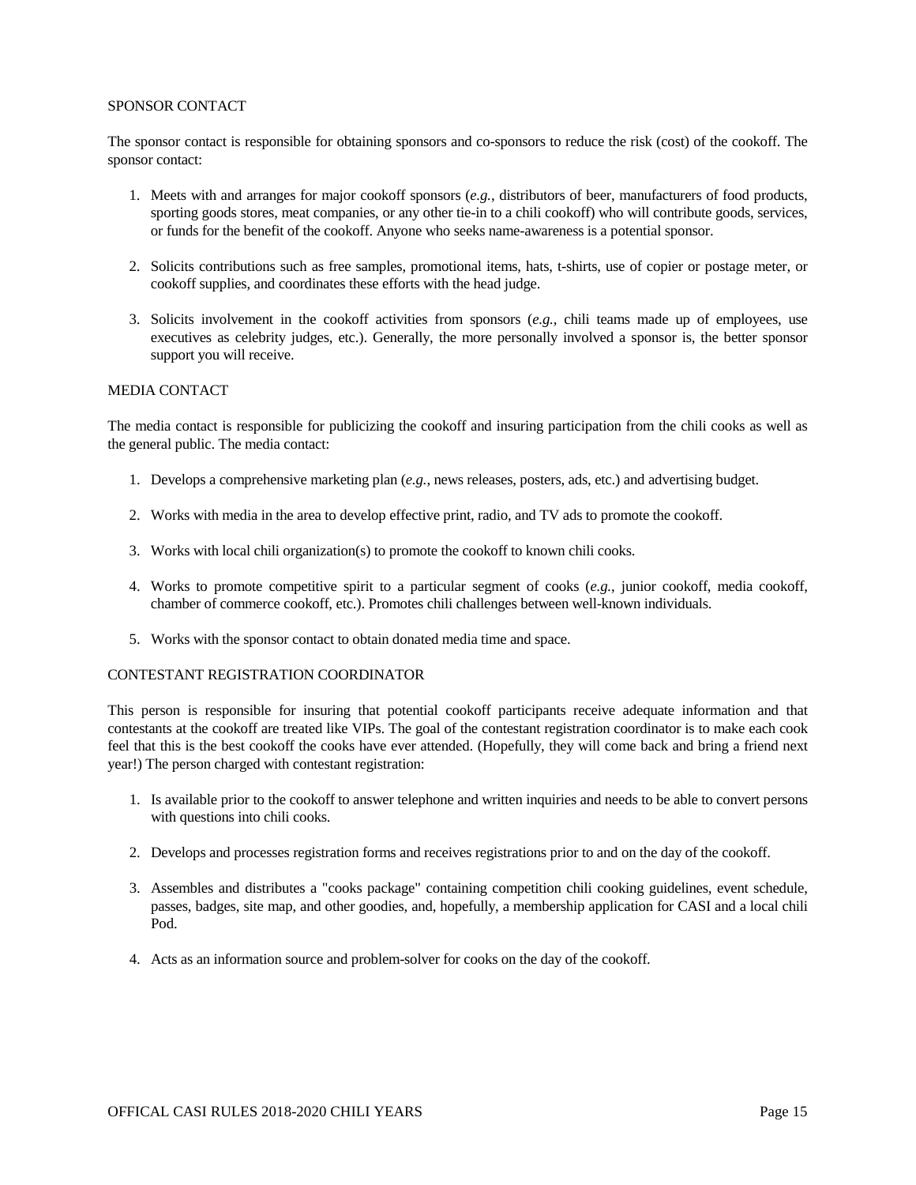### SPONSOR CONTACT

The sponsor contact is responsible for obtaining sponsors and co-sponsors to reduce the risk (cost) of the cookoff. The sponsor contact:

1. Meets with and arranges for major cookoff sponsors (*e.g.*, distributors of beer, manufacturers of food products, sporting goods stores, meat companies, or any other tie-in to a chili cookoff) who will contribute goods, services, or funds for the benefit of the cookoff. Anyone who seeks name-awareness is a potential sponsor.

2. Solicits contributions such as free samples, promotional items, hats, t-shirts, use of copier or postage meter, or cookoff supplies, and coordinates these efforts with the head judge.

3. Solicits involvement in the cookoff activities from sponsors (*e.g.*, chili teams made up of employees, use executives as celebrity judges, etc.). Generally, the more personally involved a sponsor is, the better sponsor support you will receive.

### MEDIA CONTACT

The media contact is responsible for publicizing the cookoff and insuring participation from the chili cooks as well as the general public. The media contact:

1. Develops a comprehensive marketing plan (*e.g.*, news releases, posters, ads, etc.) and advertising budget.

2. Works with media in the area to develop effective print, radio, and TV ads to promote the cookoff.

3. Works with local chili organization(s) to promote the cookoff to known chili cooks.

4. Works to promote competitive spirit to a particular segment of cooks (*e.g.*, junior cookoff, media cookoff, chamber of commerce cookoff, etc.). Promotes chili challenges between well-known individuals.

5. Works with the sponsor contact to obtain donated media time and space.

### CONTESTANT REGISTRATION COORDINATOR

This person is responsible for insuring that potential cookoff participants receive adequate information and that contestants at the cookoff are treated like VIPs. The goal of the contestant registration coordinator is to make each cook feel that this is the best cookoff the cooks have ever attended. (Hopefully, they will come back and bring a friend next year!) The person charged with contestant registration:

1. Is available prior to the cookoff to answer telephone and written inquiries and needs to be able to convert persons with questions into chili cooks.

2. Develops and processes registration forms and receives registrations prior to and on the day of the cookoff.

3. Assembles and distributes a "cooks package" containing competition chili cooking guidelines, event schedule, passes, badges, site map, and other goodies, and, hopefully, a membership application for CASI and a local chili Pod.

4. Acts as an information source and problem-solver for cooks on the day of the cookoff.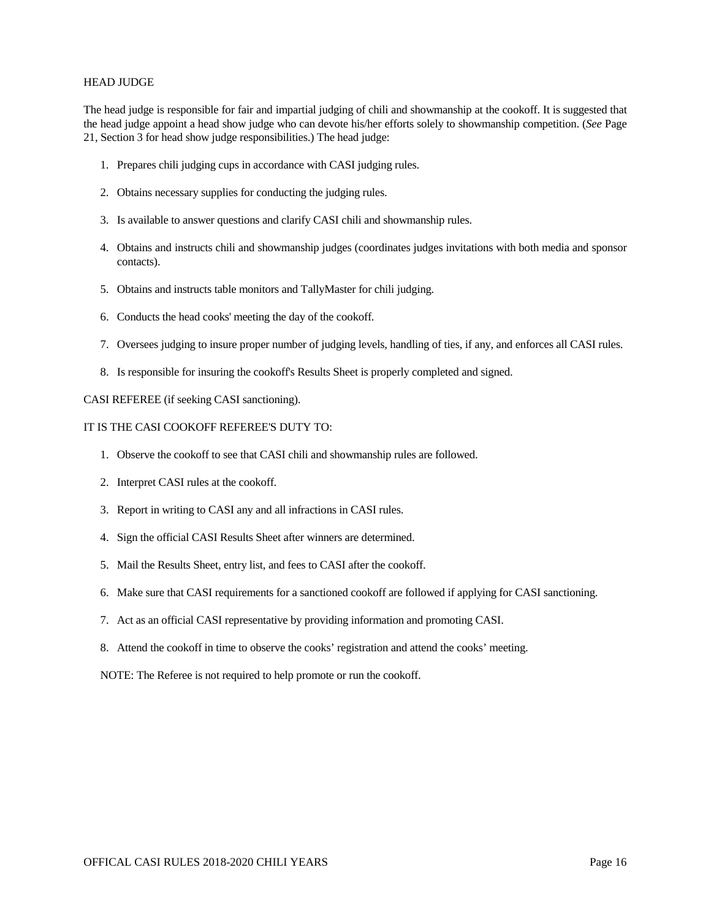## HEAD JUDGE

The head judge is responsible for fair and impartial judging of chili and showmanship at the cookoff. It is suggested that the head judge appoint a head show judge who can devote his/her efforts solely to showmanship competition. (*See* Page 21, Section 3 for head show judge responsibilities.) The head judge:

1. Prepares chili judging cups in accordance with CASI judging rules.
2. Obtains necessary supplies for conducting the judging rules.
3. Is available to answer questions and clarify CASI chili and showmanship rules.
4. Obtains and instructs chili and showmanship judges (coordinates judges invitations with both media and sponsor contacts).
5. Obtains and instructs table monitors and TallyMaster for chili judging.
6. Conducts the head cooks' meeting the day of the cookoff.
7. Oversees judging to insure proper number of judging levels, handling of ties, if any, and enforces all CASI rules.
8. Is responsible for insuring the cookoff's Results Sheet is properly completed and signed.

## CASI REFEREE (if seeking CASI sanctioning).

IT IS THE CASI COOKOFF REFEREE'S DUTY TO:

1. Observe the cookoff to see that CASI chili and showmanship rules are followed.
2. Interpret CASI rules at the cookoff.
3. Report in writing to CASI any and all infractions in CASI rules.
4. Sign the official CASI Results Sheet after winners are determined.
5. Mail the Results Sheet, entry list, and fees to CASI after the cookoff.
6. Make sure that CASI requirements for a sanctioned cookoff are followed if applying for CASI sanctioning.
7. Act as an official CASI representative by providing information and promoting CASI.
8. Attend the cookoff in time to observe the cooks' registration and attend the cooks' meeting.

NOTE: The Referee is not required to help promote or run the cookoff.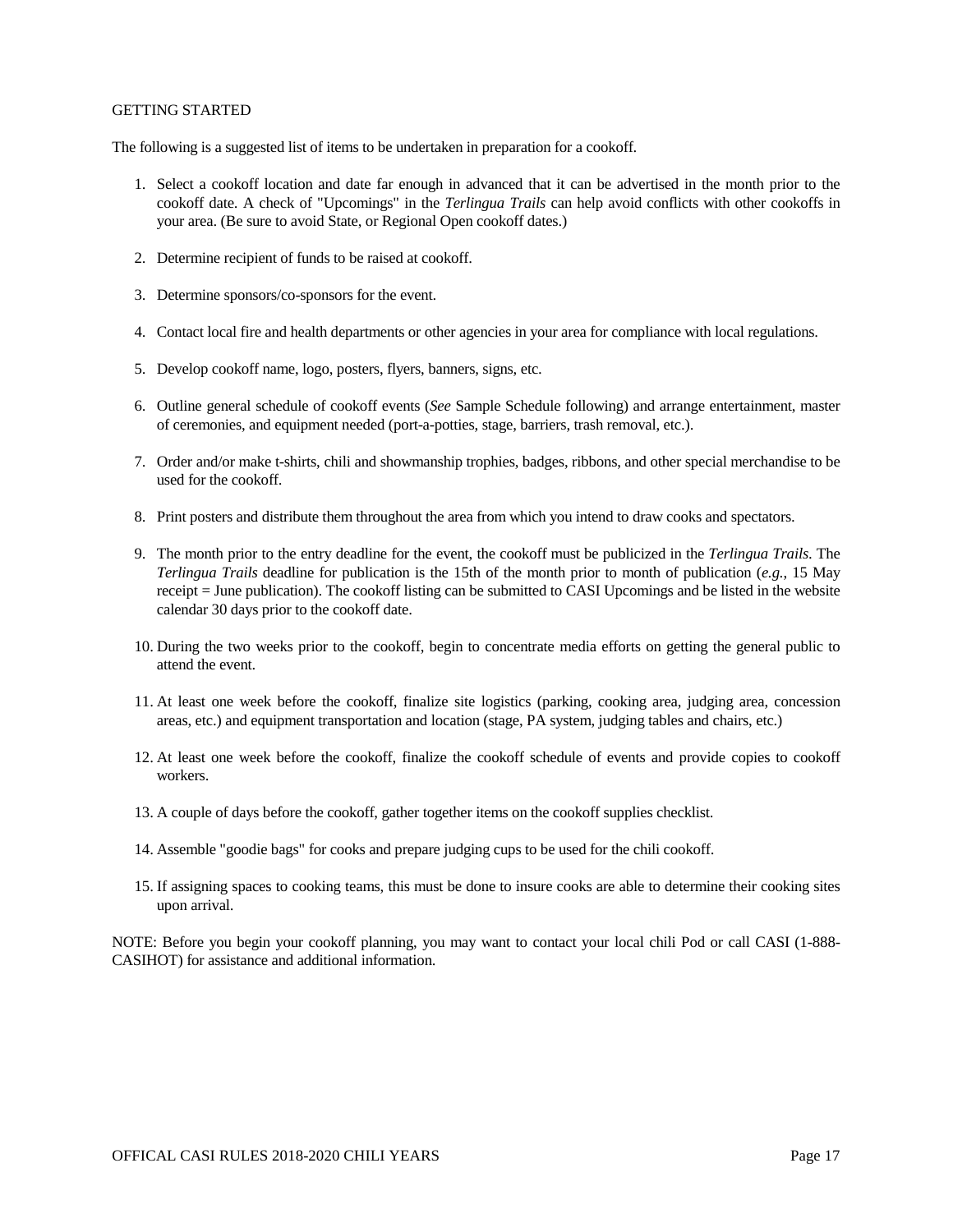GETTING STARTED

The following is a suggested list of items to be undertaken in preparation for a cookoff.

1. Select a cookoff location and date far enough in advanced that it can be advertised in the month prior to the cookoff date. A check of "Upcomings" in the *Terlingua Trails* can help avoid conflicts with other cookoffs in your area. (Be sure to avoid State, or Regional Open cookoff dates.)

2. Determine recipient of funds to be raised at cookoff.

3. Determine sponsors/co-sponsors for the event.

4. Contact local fire and health departments or other agencies in your area for compliance with local regulations.

5. Develop cookoff name, logo, posters, flyers, banners, signs, etc.

6. Outline general schedule of cookoff events (*See* Sample Schedule following) and arrange entertainment, master of ceremonies, and equipment needed (port-a-potties, stage, barriers, trash removal, etc.).

7. Order and/or make t-shirts, chili and showmanship trophies, badges, ribbons, and other special merchandise to be used for the cookoff.

8. Print posters and distribute them throughout the area from which you intend to draw cooks and spectators.

9. The month prior to the entry deadline for the event, the cookoff must be publicized in the *Terlingua Trails*. The *Terlingua Trails* deadline for publication is the 15th of the month prior to month of publication (*e.g.*, 15 May receipt = June publication). The cookoff listing can be submitted to CASI Upcomings and be listed in the website calendar 30 days prior to the cookoff date.

10. During the two weeks prior to the cookoff, begin to concentrate media efforts on getting the general public to attend the event.

11. At least one week before the cookoff, finalize site logistics (parking, cooking area, judging area, concession areas, etc.) and equipment transportation and location (stage, PA system, judging tables and chairs, etc.)

12. At least one week before the cookoff, finalize the cookoff schedule of events and provide copies to cookoff workers.

13. A couple of days before the cookoff, gather together items on the cookoff supplies checklist.

14. Assemble "goodie bags" for cooks and prepare judging cups to be used for the chili cookoff.

15. If assigning spaces to cooking teams, this must be done to insure cooks are able to determine their cooking sites upon arrival.

NOTE: Before you begin your cookoff planning, you may want to contact your local chili Pod or call CASI (1-888-CASIHOT) for assistance and additional information.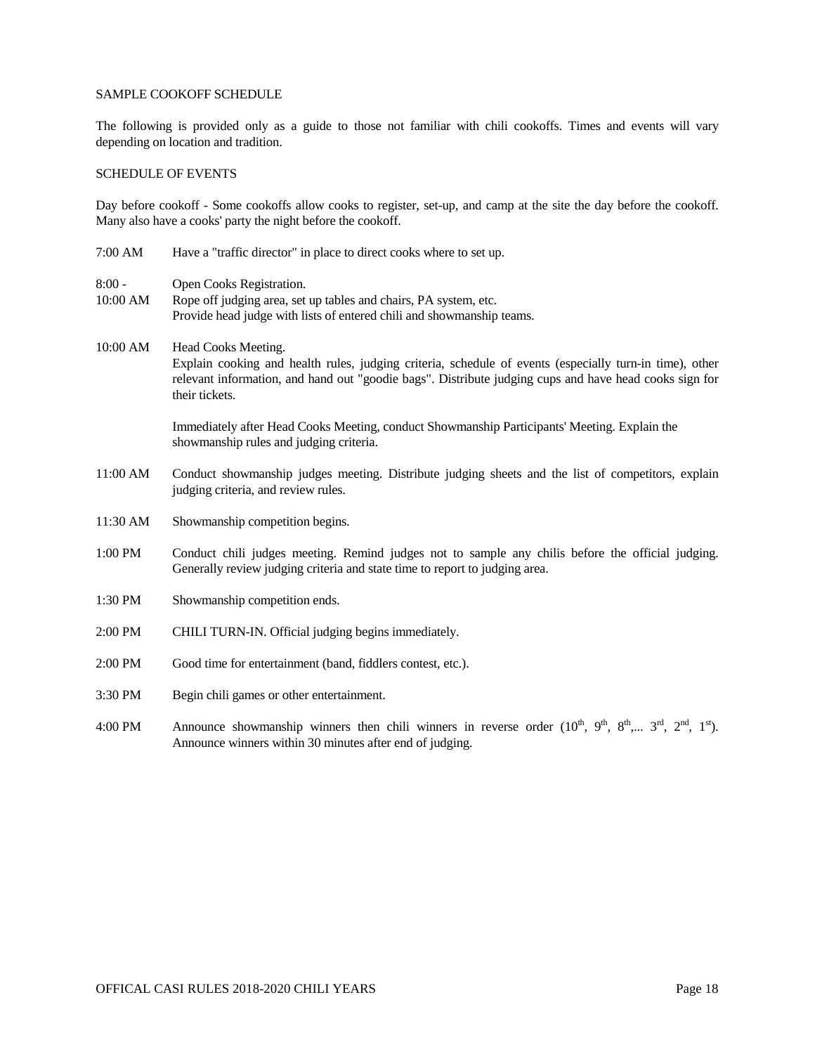## SAMPLE COOKOFF SCHEDULE

The following is provided only as a guide to those not familiar with chili cookoffs. Times and events will vary depending on location and tradition.

### SCHEDULE OF EVENTS

Day before cookoff - Some cookoffs allow cooks to register, set-up, and camp at the site the day before the cookoff. Many also have a cooks' party the night before the cookoff.

| | |
|---|---|
| 7:00 AM | Have a "traffic director" in place to direct cooks where to set up. |
| 8:00 - 10:00 AM | Open Cooks Registration. Rope off judging area, set up tables and chairs, PA system, etc. Provide head judge with lists of entered chili and showmanship teams. |
| 10:00 AM | Head Cooks Meeting. Explain cooking and health rules, judging criteria, schedule of events (especially turn-in time), other relevant information, and hand out "goodie bags". Distribute judging cups and have head cooks sign for their tickets.<br><br>Immediately after Head Cooks Meeting, conduct Showmanship Participants' Meeting. Explain the showmanship rules and judging criteria. |
| 11:00 AM | Conduct showmanship judges meeting. Distribute judging sheets and the list of competitors, explain judging criteria, and review rules. |
| 11:30 AM | Showmanship competition begins. |
| 1:00 PM | Conduct chili judges meeting. Remind judges not to sample any chilis before the official judging. Generally review judging criteria and state time to report to judging area. |
| 1:30 PM | Showmanship competition ends. |
| 2:00 PM | CHILI TURN-IN. Official judging begins immediately. |
| 2:00 PM | Good time for entertainment (band, fiddlers contest, etc.). |
| 3:30 PM | Begin chili games or other entertainment. |
| 4:00 PM | Announce showmanship winners then chili winners in reverse order (10th, 9th, 8th,... 3rd, 2nd, 1st). Announce winners within 30 minutes after end of judging. |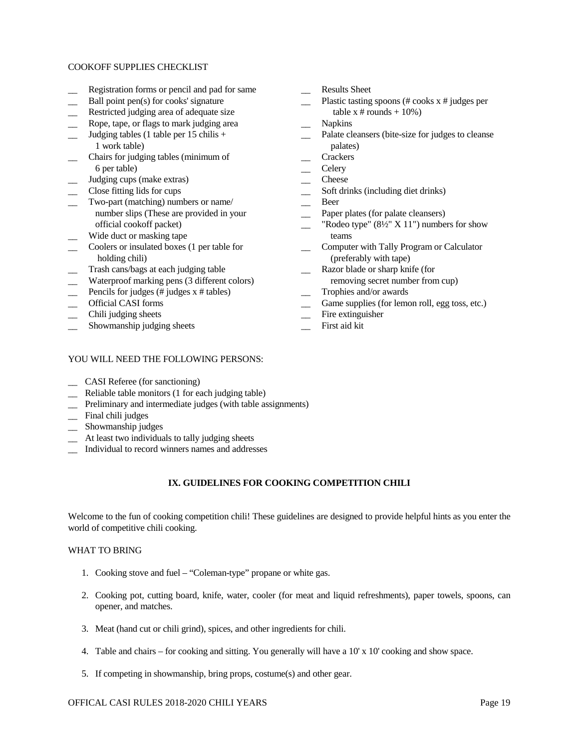COOKOFF SUPPLIES CHECKLIST

- __ Registration forms or pencil and pad for same
- __ Ball point pen(s) for cooks' signature
- __ Restricted judging area of adequate size
- __ Rope, tape, or flags to mark judging area
- __ Judging tables (1 table per 15 chilis + 1 work table)
- __ Chairs for judging tables (minimum of 6 per table)
- __ Judging cups (make extras)
- __ Close fitting lids for cups
- __ Two-part (matching) numbers or name/ number slips (These are provided in your official cookoff packet)
- __ Wide duct or masking tape
- __ Coolers or insulated boxes (1 per table for holding chili)
- __ Trash cans/bags at each judging table
- __ Waterproof marking pens (3 different colors)
- __ Pencils for judges (# judges x # tables)
- __ Official CASI forms
- __ Chili judging sheets
- __ Showmanship judging sheets
- __ Results Sheet
- __ Plastic tasting spoons (# cooks x # judges per table x # rounds + 10%)
- __ Napkins
- __ Palate cleansers (bite-size for judges to cleanse palates)
- __ Crackers
- __ Celery
- __ Cheese
- __ Soft drinks (including diet drinks)
- __ Beer
- __ Paper plates (for palate cleansers)
- __ "Rodeo type" (8½" X 11") numbers for show teams
- __ Computer with Tally Program or Calculator (preferably with tape)
- __ Razor blade or sharp knife (for removing secret number from cup)
- __ Trophies and/or awards
- __ Game supplies (for lemon roll, egg toss, etc.)
- __ Fire extinguisher
- __ First aid kit

YOU WILL NEED THE FOLLOWING PERSONS:

- __ CASI Referee (for sanctioning)
- __ Reliable table monitors (1 for each judging table)
- __ Preliminary and intermediate judges (with table assignments)
- __ Final chili judges
- __ Showmanship judges
- __ At least two individuals to tally judging sheets
- __ Individual to record winners names and addresses

## IX. GUIDELINES FOR COOKING COMPETITION CHILI

Welcome to the fun of cooking competition chili! These guidelines are designed to provide helpful hints as you enter the world of competitive chili cooking.

WHAT TO BRING

1. Cooking stove and fuel – "Coleman-type" propane or white gas.
2. Cooking pot, cutting board, knife, water, cooler (for meat and liquid refreshments), paper towels, spoons, can opener, and matches.
3. Meat (hand cut or chili grind), spices, and other ingredients for chili.
4. Table and chairs – for cooking and sitting. You generally will have a 10' x 10' cooking and show space.
5. If competing in showmanship, bring props, costume(s) and other gear.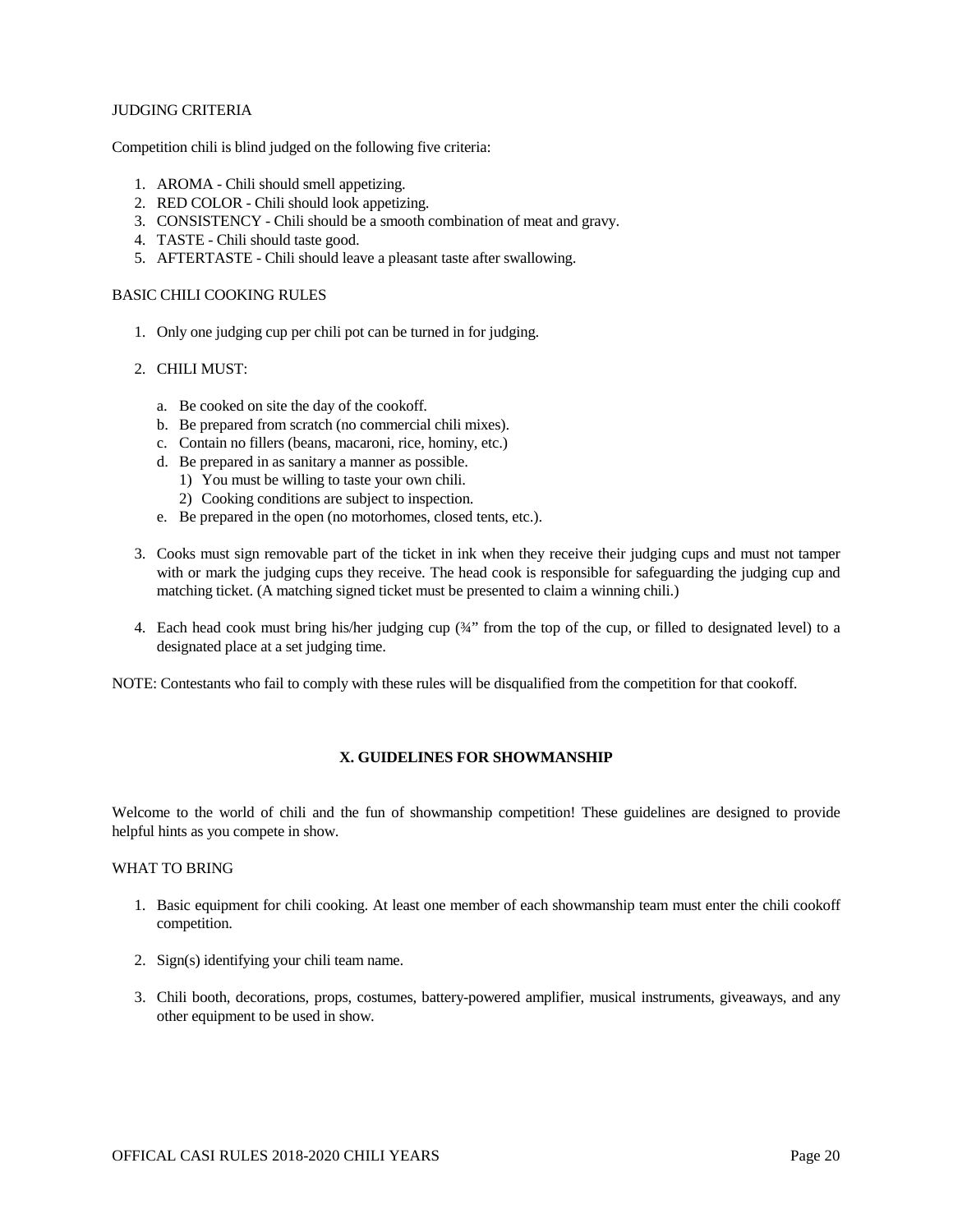JUDGING CRITERIA

Competition chili is blind judged on the following five criteria:

1. AROMA - Chili should smell appetizing.
2. RED COLOR - Chili should look appetizing.
3. CONSISTENCY - Chili should be a smooth combination of meat and gravy.
4. TASTE - Chili should taste good.
5. AFTERTASTE - Chili should leave a pleasant taste after swallowing.

BASIC CHILI COOKING RULES

1. Only one judging cup per chili pot can be turned in for judging.

2. CHILI MUST:

   a. Be cooked on site the day of the cookoff.
   b. Be prepared from scratch (no commercial chili mixes).
   c. Contain no fillers (beans, macaroni, rice, hominy, etc.)
   d. Be prepared in as sanitary a manner as possible.
      1) You must be willing to taste your own chili.
      2) Cooking conditions are subject to inspection.
   e. Be prepared in the open (no motorhomes, closed tents, etc.).

3. Cooks must sign removable part of the ticket in ink when they receive their judging cups and must not tamper with or mark the judging cups they receive. The head cook is responsible for safeguarding the judging cup and matching ticket. (A matching signed ticket must be presented to claim a winning chili.)

4. Each head cook must bring his/her judging cup (¾" from the top of the cup, or filled to designated level) to a designated place at a set judging time.

NOTE: Contestants who fail to comply with these rules will be disqualified from the competition for that cookoff.

## X. GUIDELINES FOR SHOWMANSHIP

Welcome to the world of chili and the fun of showmanship competition! These guidelines are designed to provide helpful hints as you compete in show.

WHAT TO BRING

1. Basic equipment for chili cooking. At least one member of each showmanship team must enter the chili cookoff competition.

2. Sign(s) identifying your chili team name.

3. Chili booth, decorations, props, costumes, battery-powered amplifier, musical instruments, giveaways, and any other equipment to be used in show.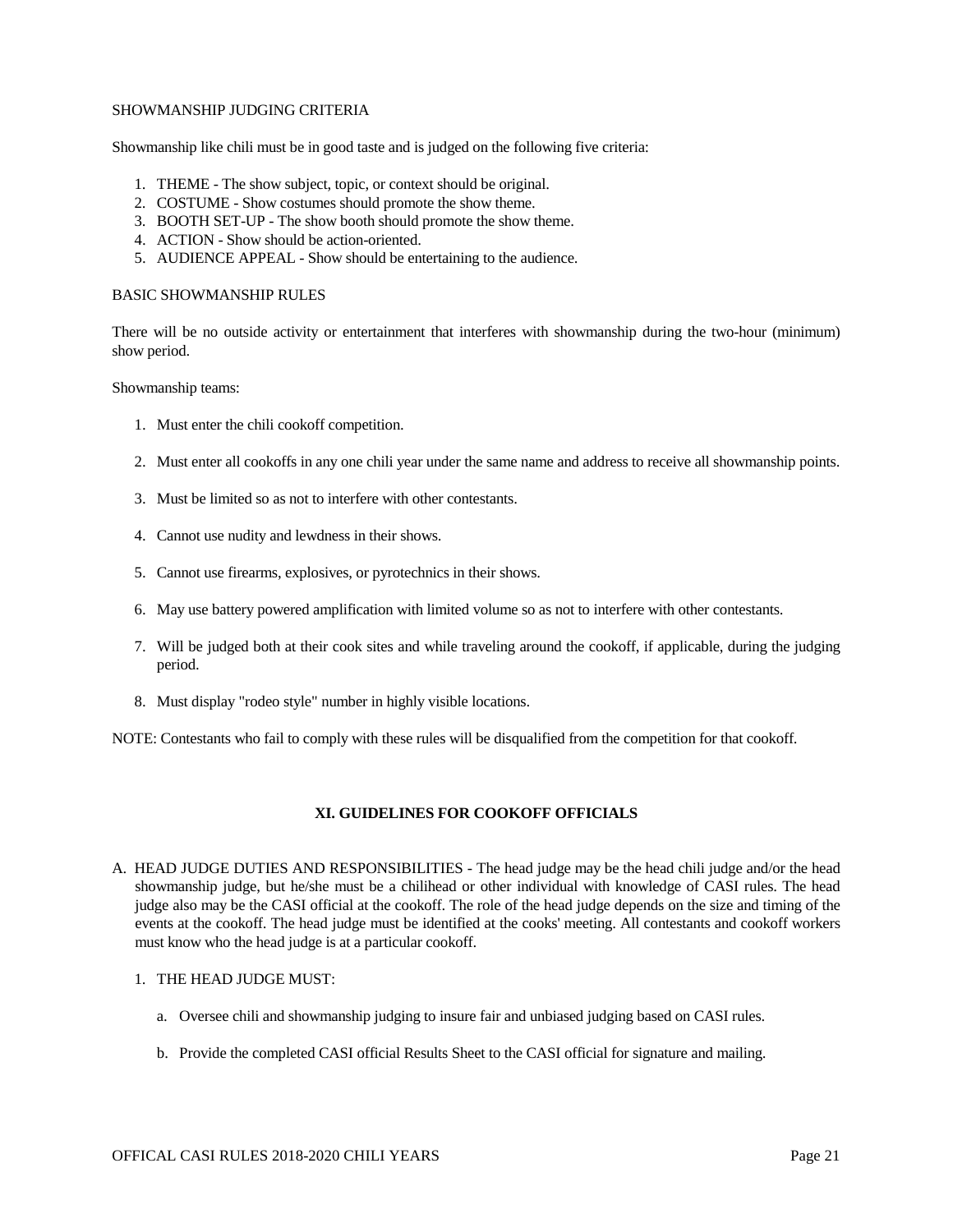SHOWMANSHIP JUDGING CRITERIA

Showmanship like chili must be in good taste and is judged on the following five criteria:

1. THEME - The show subject, topic, or context should be original.
2. COSTUME - Show costumes should promote the show theme.
3. BOOTH SET-UP - The show booth should promote the show theme.
4. ACTION - Show should be action-oriented.
5. AUDIENCE APPEAL - Show should be entertaining to the audience.

BASIC SHOWMANSHIP RULES

There will be no outside activity or entertainment that interferes with showmanship during the two-hour (minimum) show period.

Showmanship teams:

1. Must enter the chili cookoff competition.

2. Must enter all cookoffs in any one chili year under the same name and address to receive all showmanship points.

3. Must be limited so as not to interfere with other contestants.

4. Cannot use nudity and lewdness in their shows.

5. Cannot use firearms, explosives, or pyrotechnics in their shows.

6. May use battery powered amplification with limited volume so as not to interfere with other contestants.

7. Will be judged both at their cook sites and while traveling around the cookoff, if applicable, during the judging period.

8. Must display "rodeo style" number in highly visible locations.

NOTE: Contestants who fail to comply with these rules will be disqualified from the competition for that cookoff.

## XI. GUIDELINES FOR COOKOFF OFFICIALS

A. HEAD JUDGE DUTIES AND RESPONSIBILITIES - The head judge may be the head chili judge and/or the head showmanship judge, but he/she must be a chilihead or other individual with knowledge of CASI rules. The head judge also may be the CASI official at the cookoff. The role of the head judge depends on the size and timing of the events at the cookoff. The head judge must be identified at the cooks' meeting. All contestants and cookoff workers must know who the head judge is at a particular cookoff.

   1. THE HEAD JUDGE MUST:

      a. Oversee chili and showmanship judging to insure fair and unbiased judging based on CASI rules.

      b. Provide the completed CASI official Results Sheet to the CASI official for signature and mailing.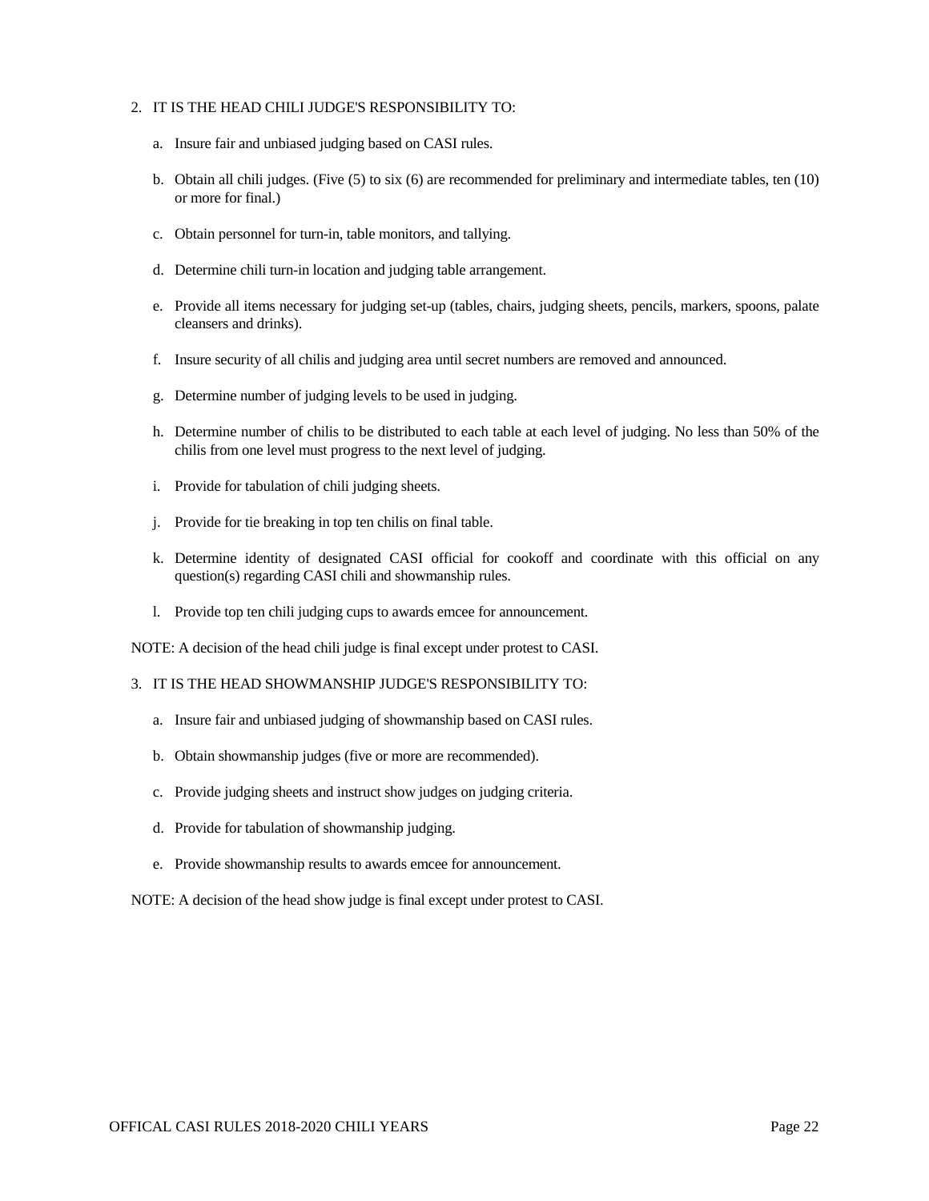2. IT IS THE HEAD CHILI JUDGE'S RESPONSIBILITY TO:

   a. Insure fair and unbiased judging based on CASI rules.

   b. Obtain all chili judges. (Five (5) to six (6) are recommended for preliminary and intermediate tables, ten (10) or more for final.)

   c. Obtain personnel for turn-in, table monitors, and tallying.

   d. Determine chili turn-in location and judging table arrangement.

   e. Provide all items necessary for judging set-up (tables, chairs, judging sheets, pencils, markers, spoons, palate cleansers and drinks).

   f. Insure security of all chilis and judging area until secret numbers are removed and announced.

   g. Determine number of judging levels to be used in judging.

   h. Determine number of chilis to be distributed to each table at each level of judging. No less than 50% of the chilis from one level must progress to the next level of judging.

   i. Provide for tabulation of chili judging sheets.

   j. Provide for tie breaking in top ten chilis on final table.

   k. Determine identity of designated CASI official for cookoff and coordinate with this official on any question(s) regarding CASI chili and showmanship rules.

   l. Provide top ten chili judging cups to awards emcee for announcement.

NOTE: A decision of the head chili judge is final except under protest to CASI.

3. IT IS THE HEAD SHOWMANSHIP JUDGE'S RESPONSIBILITY TO:

   a. Insure fair and unbiased judging of showmanship based on CASI rules.

   b. Obtain showmanship judges (five or more are recommended).

   c. Provide judging sheets and instruct show judges on judging criteria.

   d. Provide for tabulation of showmanship judging.

   e. Provide showmanship results to awards emcee for announcement.

NOTE: A decision of the head show judge is final except under protest to CASI.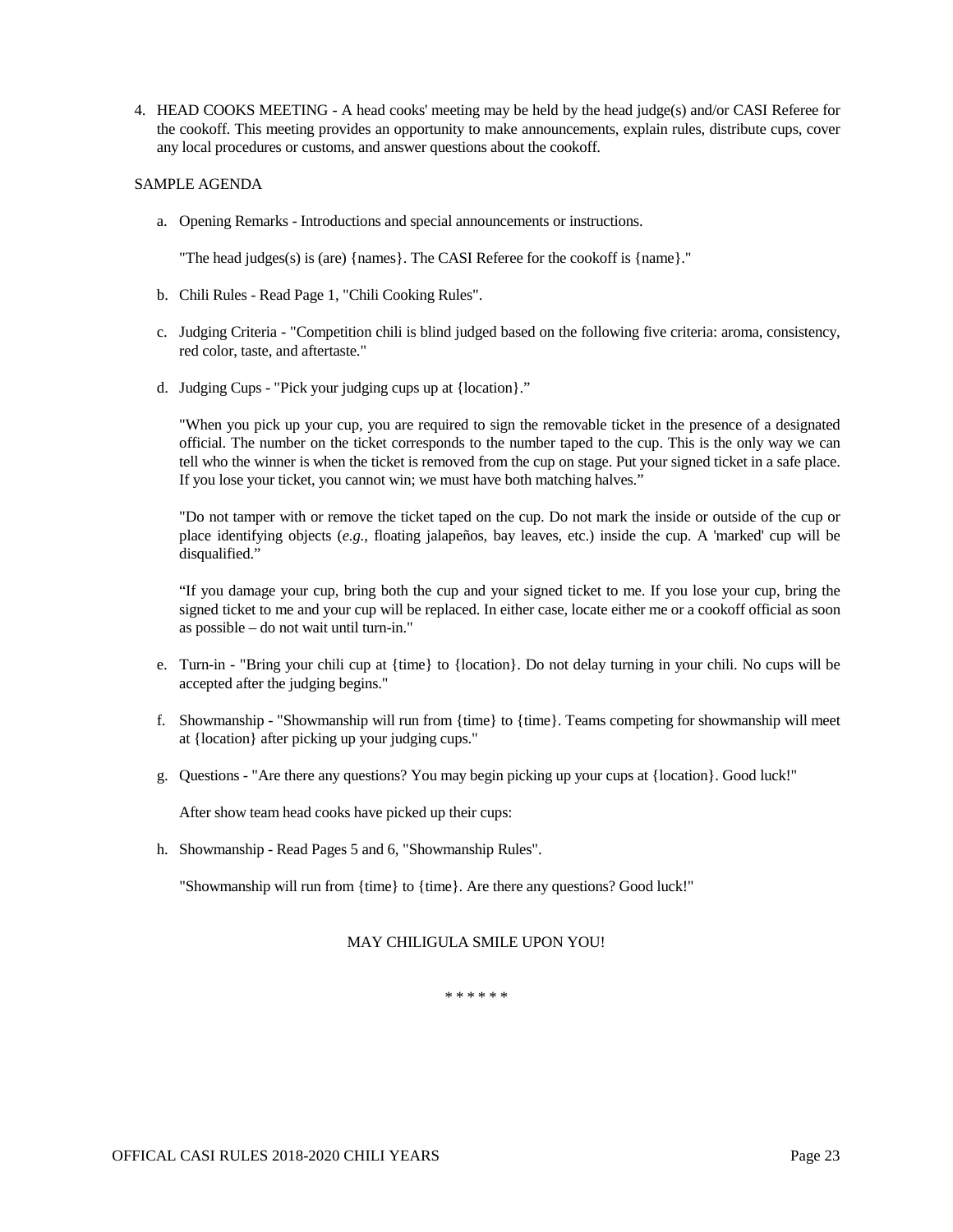4. HEAD COOKS MEETING - A head cooks' meeting may be held by the head judge(s) and/or CASI Referee for the cookoff. This meeting provides an opportunity to make announcements, explain rules, distribute cups, cover any local procedures or customs, and answer questions about the cookoff.

SAMPLE AGENDA

a. Opening Remarks - Introductions and special announcements or instructions.

   "The head judges(s) is (are) {names}. The CASI Referee for the cookoff is {name}."

b. Chili Rules - Read Page 1, "Chili Cooking Rules".

c. Judging Criteria - "Competition chili is blind judged based on the following five criteria: aroma, consistency, red color, taste, and aftertaste."

d. Judging Cups - "Pick your judging cups up at {location}."

   "When you pick up your cup, you are required to sign the removable ticket in the presence of a designated official. The number on the ticket corresponds to the number taped to the cup. This is the only way we can tell who the winner is when the ticket is removed from the cup on stage. Put your signed ticket in a safe place. If you lose your ticket, you cannot win; we must have both matching halves."

   "Do not tamper with or remove the ticket taped on the cup. Do not mark the inside or outside of the cup or place identifying objects (*e.g.*, floating jalapeños, bay leaves, etc.) inside the cup. A 'marked' cup will be disqualified."

   "If you damage your cup, bring both the cup and your signed ticket to me. If you lose your cup, bring the signed ticket to me and your cup will be replaced. In either case, locate either me or a cookoff official as soon as possible – do not wait until turn-in."

e. Turn-in - "Bring your chili cup at {time} to {location}. Do not delay turning in your chili. No cups will be accepted after the judging begins."

f. Showmanship - "Showmanship will run from {time} to {time}. Teams competing for showmanship will meet at {location} after picking up your judging cups."

g. Questions - "Are there any questions? You may begin picking up your cups at {location}. Good luck!"

   After show team head cooks have picked up their cups:

h. Showmanship - Read Pages 5 and 6, "Showmanship Rules".

   "Showmanship will run from {time} to {time}. Are there any questions? Good luck!"

MAY CHILIGULA SMILE UPON YOU!

\* \* \* \* \* \*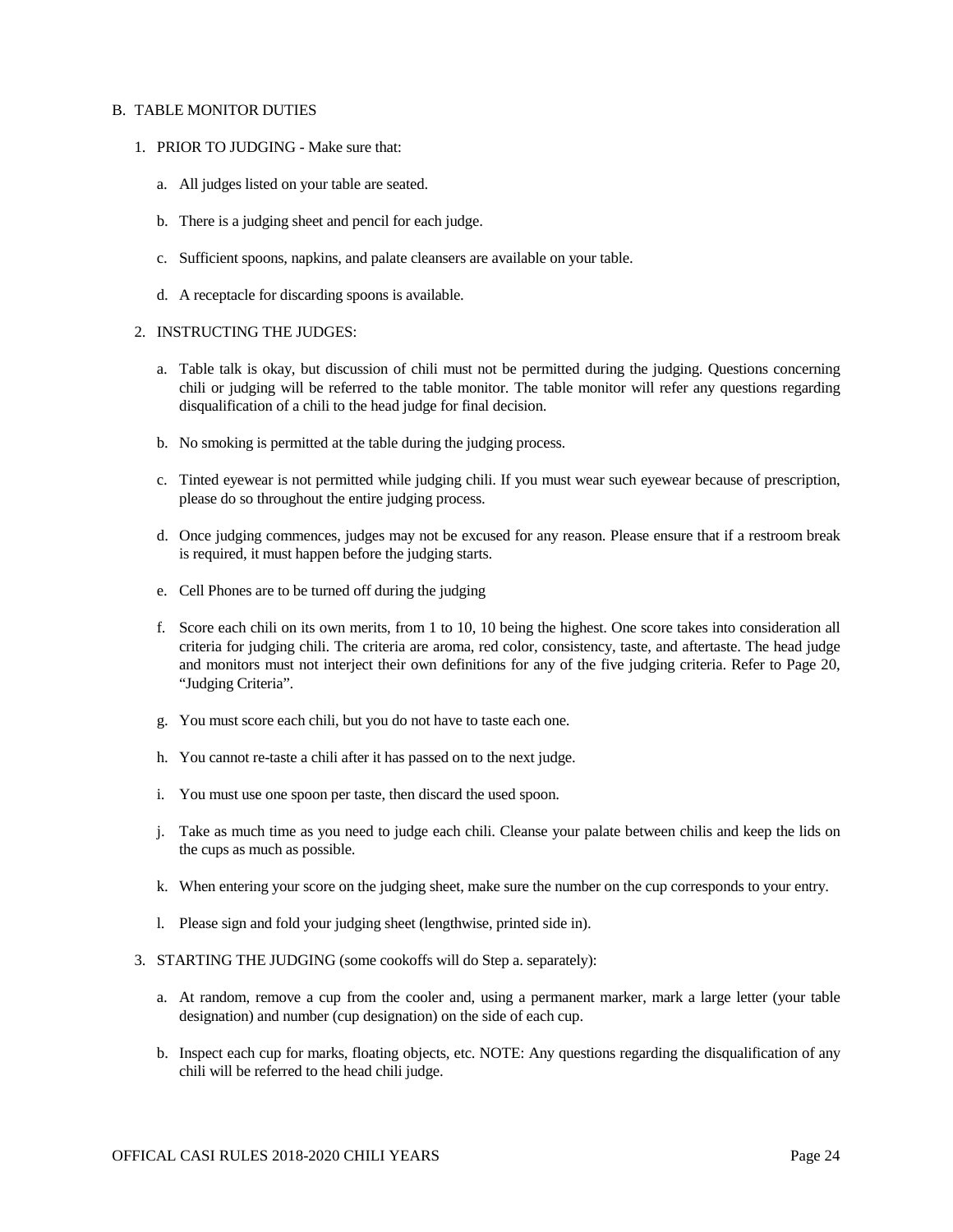B. TABLE MONITOR DUTIES

1. PRIOR TO JUDGING - Make sure that:

   a. All judges listed on your table are seated.

   b. There is a judging sheet and pencil for each judge.

   c. Sufficient spoons, napkins, and palate cleansers are available on your table.

   d. A receptacle for discarding spoons is available.

2. INSTRUCTING THE JUDGES:

   a. Table talk is okay, but discussion of chili must not be permitted during the judging. Questions concerning chili or judging will be referred to the table monitor. The table monitor will refer any questions regarding disqualification of a chili to the head judge for final decision.

   b. No smoking is permitted at the table during the judging process.

   c. Tinted eyewear is not permitted while judging chili. If you must wear such eyewear because of prescription, please do so throughout the entire judging process.

   d. Once judging commences, judges may not be excused for any reason. Please ensure that if a restroom break is required, it must happen before the judging starts.

   e. Cell Phones are to be turned off during the judging

   f. Score each chili on its own merits, from 1 to 10, 10 being the highest. One score takes into consideration all criteria for judging chili. The criteria are aroma, red color, consistency, taste, and aftertaste. The head judge and monitors must not interject their own definitions for any of the five judging criteria. Refer to Page 20, "Judging Criteria".

   g. You must score each chili, but you do not have to taste each one.

   h. You cannot re-taste a chili after it has passed on to the next judge.

   i. You must use one spoon per taste, then discard the used spoon.

   j. Take as much time as you need to judge each chili. Cleanse your palate between chilis and keep the lids on the cups as much as possible.

   k. When entering your score on the judging sheet, make sure the number on the cup corresponds to your entry.

   l. Please sign and fold your judging sheet (lengthwise, printed side in).

3. STARTING THE JUDGING (some cookoffs will do Step a. separately):

   a. At random, remove a cup from the cooler and, using a permanent marker, mark a large letter (your table designation) and number (cup designation) on the side of each cup.

   b. Inspect each cup for marks, floating objects, etc. NOTE: Any questions regarding the disqualification of any chili will be referred to the head chili judge.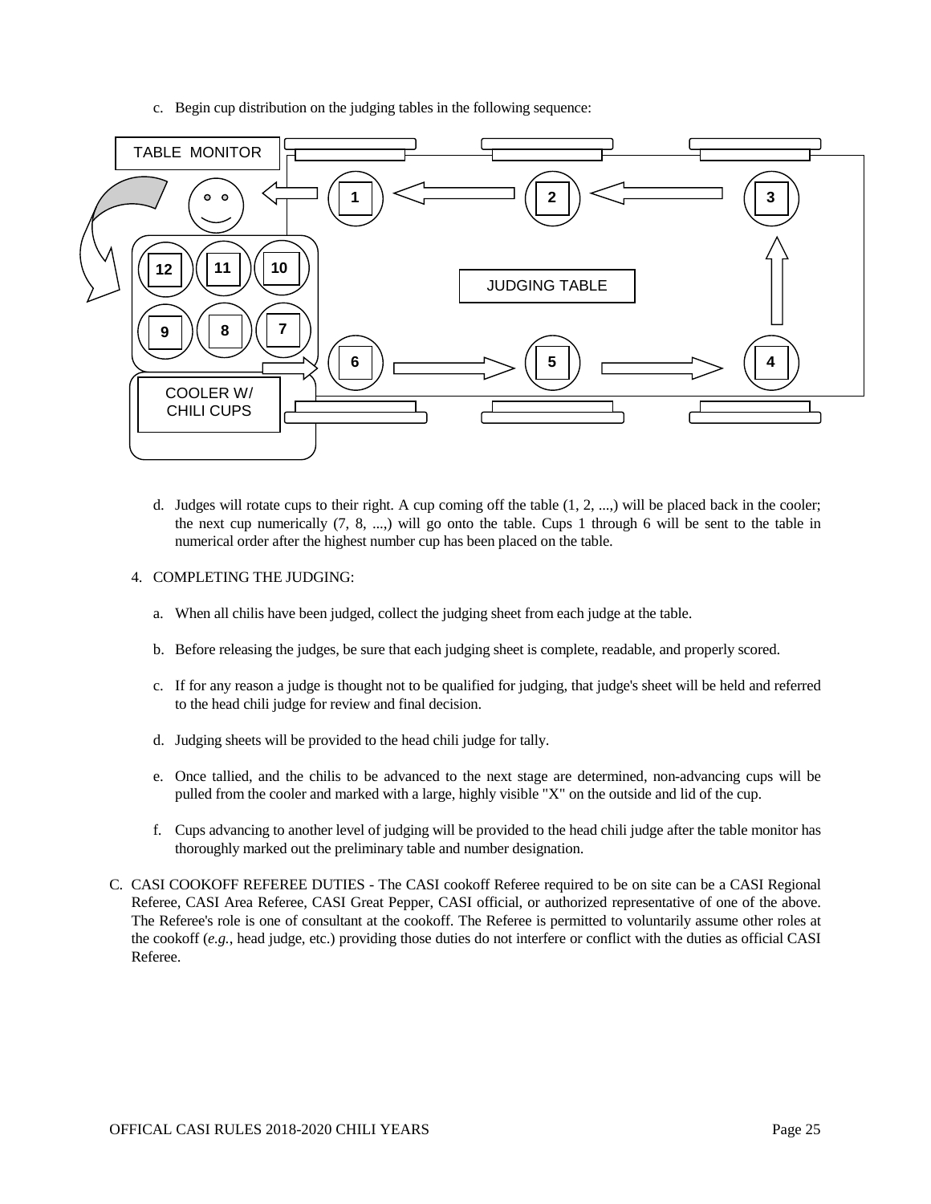c. Begin cup distribution on the judging tables in the following sequence:

TABLE MONITOR

JUDGING TABLE

COOLER W/ CHILI CUPS

d. Judges will rotate cups to their right. A cup coming off the table (1, 2, ...,) will be placed back in the cooler; the next cup numerically (7, 8, ...,) will go onto the table. Cups 1 through 6 will be sent to the table in numerical order after the highest number cup has been placed on the table.

4. COMPLETING THE JUDGING:

a. When all chilis have been judged, collect the judging sheet from each judge at the table.

b. Before releasing the judges, be sure that each judging sheet is complete, readable, and properly scored.

c. If for any reason a judge is thought not to be qualified for judging, that judge's sheet will be held and referred to the head chili judge for review and final decision.

d. Judging sheets will be provided to the head chili judge for tally.

e. Once tallied, and the chilis to be advanced to the next stage are determined, non-advancing cups will be pulled from the cooler and marked with a large, highly visible "X" on the outside and lid of the cup.

f. Cups advancing to another level of judging will be provided to the head chili judge after the table monitor has thoroughly marked out the preliminary table and number designation.

C. CASI COOKOFF REFEREE DUTIES - The CASI cookoff Referee required to be on site can be a CASI Regional Referee, CASI Area Referee, CASI Great Pepper, CASI official, or authorized representative of one of the above. The Referee's role is one of consultant at the cookoff. The Referee is permitted to voluntarily assume other roles at the cookoff (*e.g.*, head judge, etc.) providing those duties do not interfere or conflict with the duties as official CASI Referee.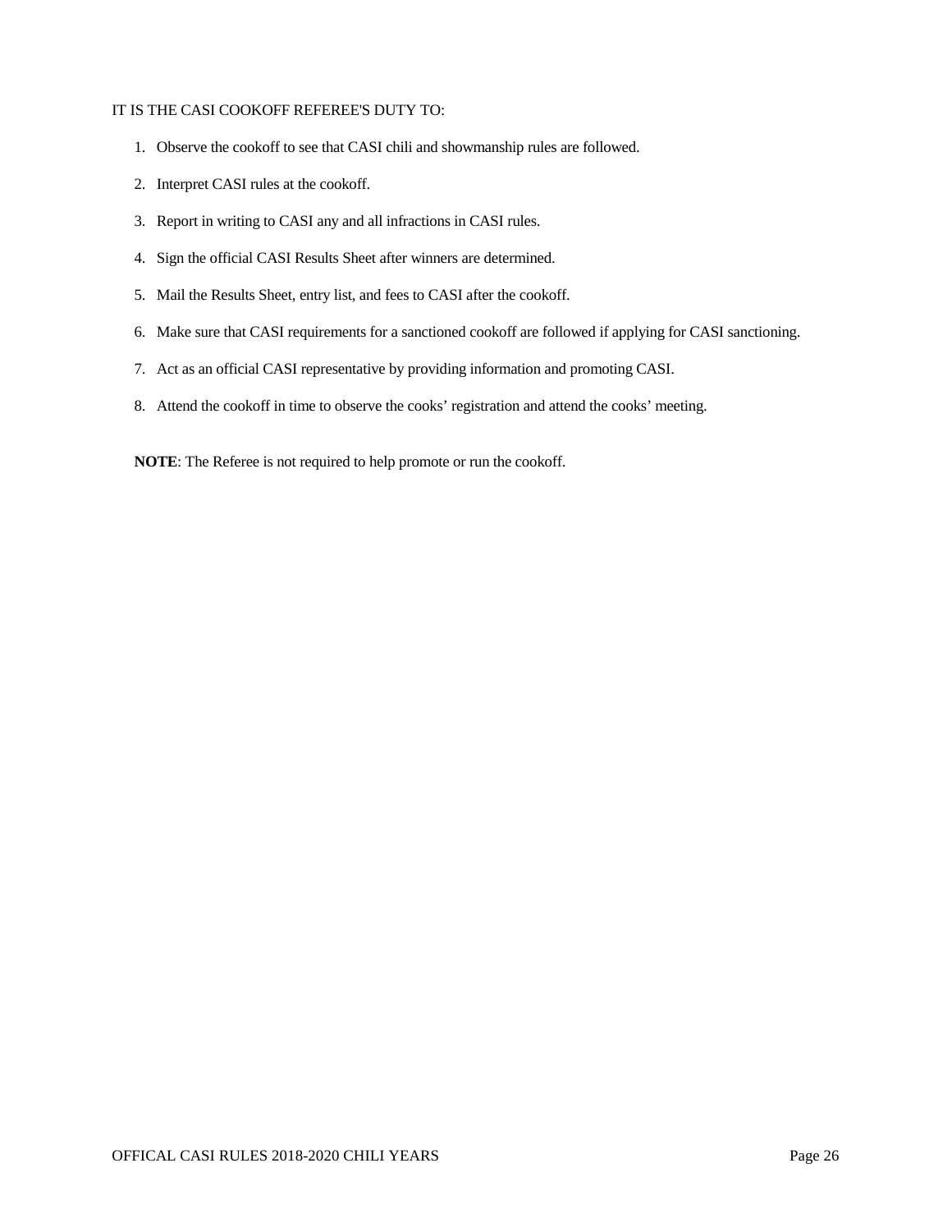IT IS THE CASI COOKOFF REFEREE'S DUTY TO:

1. Observe the cookoff to see that CASI chili and showmanship rules are followed.
2. Interpret CASI rules at the cookoff.
3. Report in writing to CASI any and all infractions in CASI rules.
4. Sign the official CASI Results Sheet after winners are determined.
5. Mail the Results Sheet, entry list, and fees to CASI after the cookoff.
6. Make sure that CASI requirements for a sanctioned cookoff are followed if applying for CASI sanctioning.
7. Act as an official CASI representative by providing information and promoting CASI.
8. Attend the cookoff in time to observe the cooks' registration and attend the cooks' meeting.

**NOTE**: The Referee is not required to help promote or run the cookoff.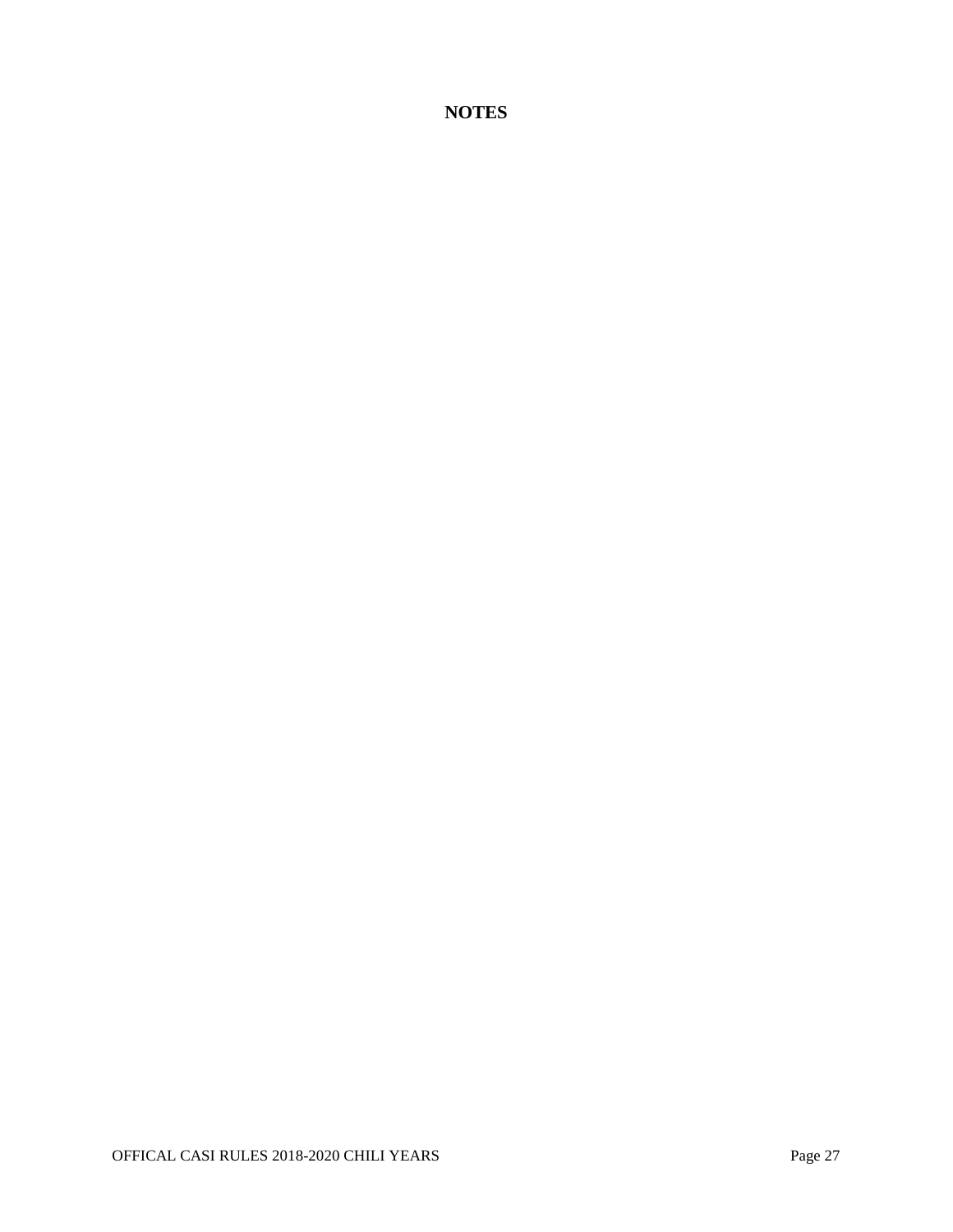# NOTES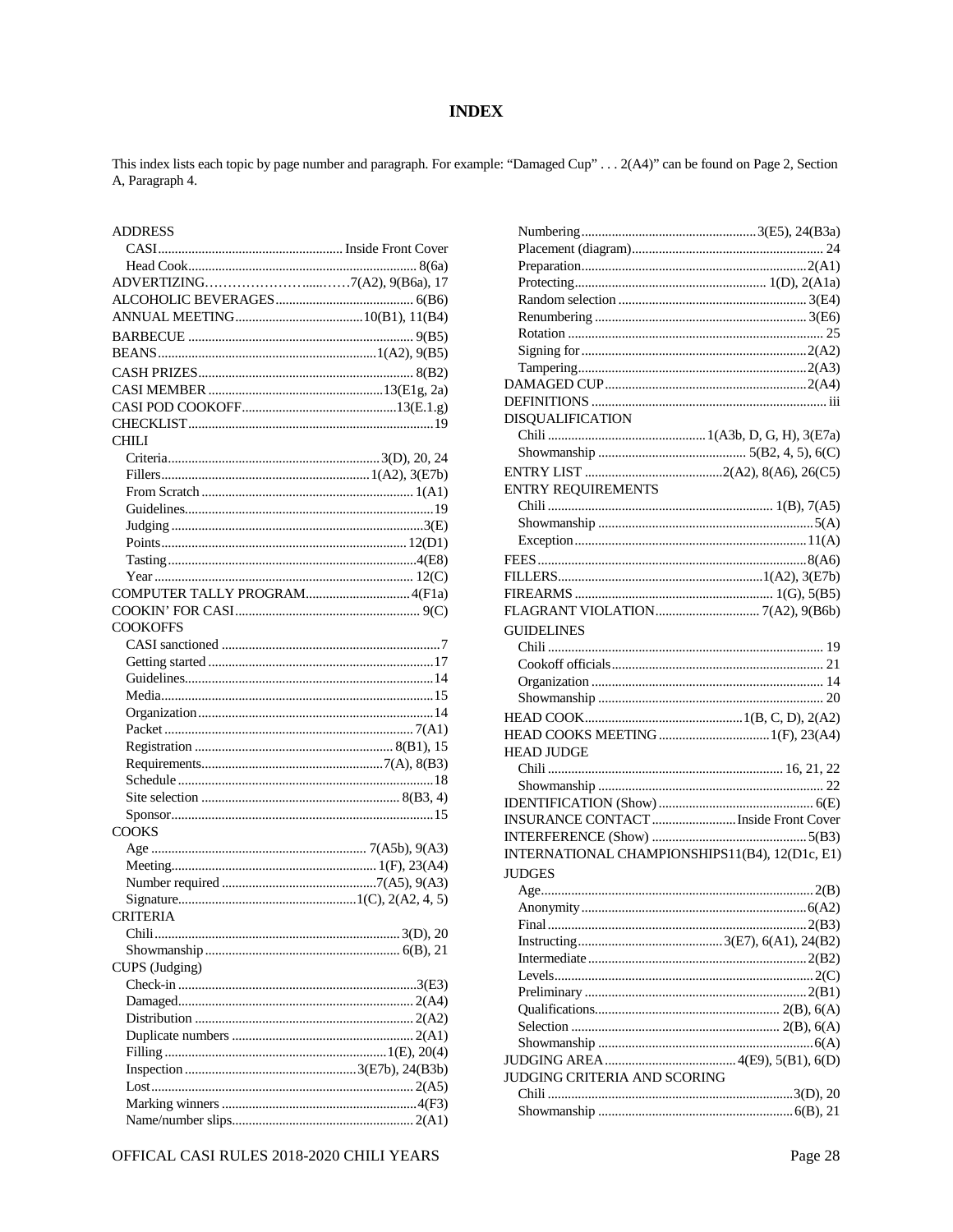# INDEX

This index lists each topic by page number and paragraph. For example: "Damaged Cup" . . . 2(A4)" can be found on Page 2, Section A, Paragraph 4.

ADDRESS
- CASI ... Inside Front Cover
- Head Cook ... 8(6a)

ADVERTIZING ... 7(A2), 9(B6a), 17

ALCOHOLIC BEVERAGES ... 6(B6)

ANNUAL MEETING ... 10(B1), 11(B4)

BARBECUE ... 9(B5)

BEANS ... 1(A2), 9(B5)

CASH PRIZES ... 8(B2)

CASI MEMBER ... 13(E1g, 2a)

CASI POD COOKOFF ... 13(E.1.g)

CHECKLIST ... 19

CHILI
- Criteria ... 3(D), 20, 24
- Fillers ... 1(A2), 3(E7b)
- From Scratch ... 1(A1)
- Guidelines ... 19
- Judging ... 3(E)
- Points ... 12(D1)
- Tasting ... 4(E8)
- Year ... 12(C)

COMPUTER TALLY PROGRAM ... 4(F1a)

COOKIN' FOR CASI ... 9(C)

COOKOFFS
- CASI sanctioned ... 7
- Getting started ... 17
- Guidelines ... 14
- Media ... 15
- Organization ... 14
- Packet ... 7(A1)
- Registration ... 8(B1), 15
- Requirements ... 7(A), 8(B3)
- Schedule ... 18
- Site selection ... 8(B3, 4)
- Sponsor ... 15

COOKS
- Age ... 7(A5b), 9(A3)
- Meeting ... 1(F), 23(A4)
- Number required ... 7(A5), 9(A3)
- Signature ... 1(C), 2(A2, 4, 5)

CRITERIA
- Chili ... 3(D), 20
- Showmanship ... 6(B), 21

CUPS (Judging)
- Check-in ... 3(E3)
- Damaged ... 2(A4)
- Distribution ... 2(A2)
- Duplicate numbers ... 2(A1)
- Filling ... 1(E), 20(4)
- Inspection ... 3(E7b), 24(B3b)
- Lost ... 2(A5)
- Marking winners ... 4(F3)
- Name/number slips ... 2(A1)
- Numbering ... 3(E5), 24(B3a)
- Placement (diagram) ... 24
- Preparation ... 2(A1)
- Protecting ... 1(D), 2(A1a)
- Random selection ... 3(E4)
- Renumbering ... 3(E6)
- Rotation ... 25
- Signing for ... 2(A2)
- Tampering ... 2(A3)

DAMAGED CUP ... 2(A4)

DEFINITIONS ... iii

DISQUALIFICATION
- Chili ... 1(A3b, D, G, H), 3(E7a)
- Showmanship ... 5(B2, 4, 5), 6(C)

ENTRY LIST ... 2(A2), 8(A6), 26(C5)

ENTRY REQUIREMENTS
- Chili ... 1(B), 7(A5)
- Showmanship ... 5(A)
- Exception ... 11(A)

FEES ... 8(A6)

FILLERS ... 1(A2), 3(E7b)

FIREARMS ... 1(G), 5(B5)

FLAGRANT VIOLATION ... 7(A2), 9(B6b)

GUIDELINES
- Chili ... 19
- Cookoff officials ... 21
- Organization ... 14
- Showmanship ... 20

HEAD COOK ... 1(B, C, D), 2(A2)

HEAD COOKS MEETING ... 1(F), 23(A4)

HEAD JUDGE
- Chili ... 16, 21, 22
- Showmanship ... 22

IDENTIFICATION (Show) ... 6(E)

INSURANCE CONTACT ... Inside Front Cover

INTERFERENCE (Show) ... 5(B3)

INTERNATIONAL CHAMPIONSHIPS 11(B4), 12(D1c, E1)

JUDGES
- Age ... 2(B)
- Anonymity ... 6(A2)
- Final ... 2(B3)
- Instructing ... 3(E7), 6(A1), 24(B2)
- Intermediate ... 2(B2)
- Levels ... 2(C)
- Preliminary ... 2(B1)
- Qualifications ... 2(B), 6(A)
- Selection ... 2(B), 6(A)
- Showmanship ... 6(A)

JUDGING AREA ... 4(E9), 5(B1), 6(D)

JUDGING CRITERIA AND SCORING
- Chili ... 3(D), 20
- Showmanship ... 6(B), 21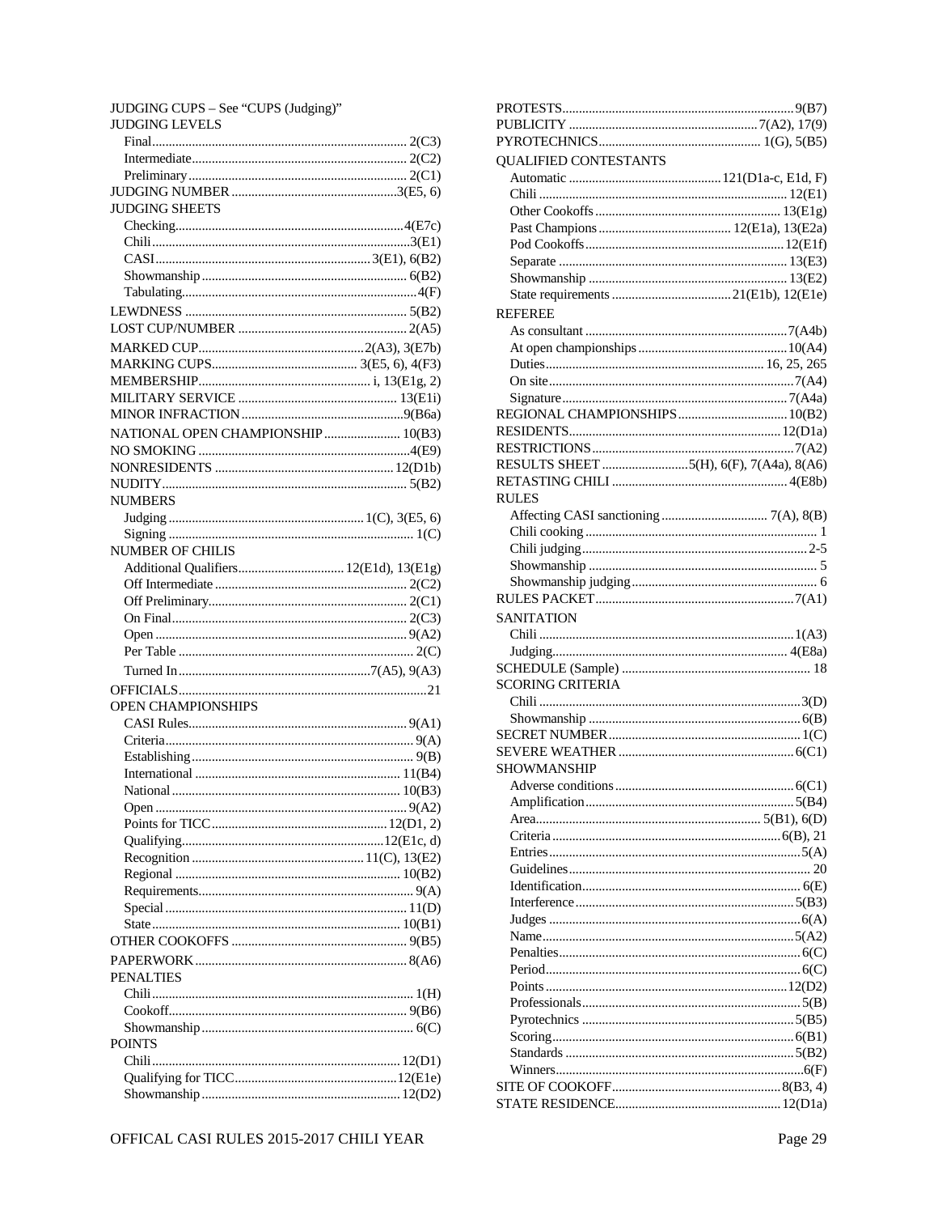JUDGING CUPS – See "CUPS (Judging)"

JUDGING LEVELS
- Final ........ 2(C3)
- Intermediate ........ 2(C2)
- Preliminary ........ 2(C1)

JUDGING NUMBER ........ 3(E5, 6)

JUDGING SHEETS
- Checking ........ 4(E7c)
- Chili ........ 3(E1)
- CASI ........ 3(E1), 6(B2)
- Showmanship ........ 6(B2)
- Tabulating ........ 4(F)

LEWDNESS ........ 5(B2)

LOST CUP/NUMBER ........ 2(A5)

MARKED CUP ........ 2(A3), 3(E7b)

MARKING CUPS ........ 3(E5, 6), 4(F3)

MEMBERSHIP ........ i, 13(E1g, 2)

MILITARY SERVICE ........ 13(E1i)

MINOR INFRACTION ........ 9(B6a)

NATIONAL OPEN CHAMPIONSHIP ........ 10(B3)

NO SMOKING ........ 4(E9)

NONRESIDENTS ........ 12(D1b)

NUDITY ........ 5(B2)

NUMBERS
- Judging ........ 1(C), 3(E5, 6)
- Signing ........ 1(C)

NUMBER OF CHILIS
- Additional Qualifiers ........ 12(E1d), 13(E1g)
- Off Intermediate ........ 2(C2)
- Off Preliminary ........ 2(C1)
- On Final ........ 2(C3)
- Open ........ 9(A2)
- Per Table ........ 2(C)
- Turned In ........ 7(A5), 9(A3)

OFFICIALS ........ 21

OPEN CHAMPIONSHIPS
- CASI Rules ........ 9(A1)
- Criteria ........ 9(A)
- Establishing ........ 9(B)
- International ........ 11(B4)
- National ........ 10(B3)
- Open ........ 9(A2)
- Points for TICC ........ 12(D1, 2)
- Qualifying ........ 12(E1c, d)
- Recognition ........ 11(C), 13(E2)
- Regional ........ 10(B2)
- Requirements ........ 9(A)
- Special ........ 11(D)
- State ........ 10(B1)

OTHER COOKOFFS ........ 9(B5)

PAPERWORK ........ 8(A6)

PENALTIES
- Chili ........ 1(H)
- Cookoff ........ 9(B6)
- Showmanship ........ 6(C)

POINTS
- Chili ........ 12(D1)
- Qualifying for TICC ........ 12(E1e)
- Showmanship ........ 12(D2)

PROTESTS ........ 9(B7)

PUBLICITY ........ 7(A2), 17(9)

PYROTECHNICS ........ 1(G), 5(B5)

QUALIFIED CONTESTANTS
- Automatic ........ 121(D1a-c, E1d, F)
- Chili ........ 12(E1)
- Other Cookoffs ........ 13(E1g)
- Past Champions ........ 12(E1a), 13(E2a)
- Pod Cookoffs ........ 12(E1f)
- Separate ........ 13(E3)
- Showmanship ........ 13(E2)
- State requirements ........ 21(E1b), 12(E1e)

REFEREE
- As consultant ........ 7(A4b)
- At open championships ........ 10(A4)
- Duties ........ 16, 25, 265
- On site ........ 7(A4)
- Signature ........ 7(A4a)

REGIONAL CHAMPIONSHIPS ........ 10(B2)

RESIDENTS ........ 12(D1a)

RESTRICTIONS ........ 7(A2)

RESULTS SHEET ........ 5(H), 6(F), 7(A4a), 8(A6)

RETASTING CHILI ........ 4(E8b)

RULES
- Affecting CASI sanctioning ........ 7(A), 8(B)
- Chili cooking ........ 1
- Chili judging ........ 2-5
- Showmanship ........ 5
- Showmanship judging ........ 6

RULES PACKET ........ 7(A1)

SANITATION
- Chili ........ 1(A3)
- Judging ........ 4(E8a)

SCHEDULE (Sample) ........ 18

SCORING CRITERIA
- Chili ........ 3(D)
- Showmanship ........ 6(B)

SECRET NUMBER ........ 1(C)

SEVERE WEATHER ........ 6(C1)

SHOWMANSHIP
- Adverse conditions ........ 6(C1)
- Amplification ........ 5(B4)
- Area ........ 5(B1), 6(D)
- Criteria ........ 6(B), 21
- Entries ........ 5(A)
- Guidelines ........ 20
- Identification ........ 6(E)
- Interference ........ 5(B3)
- Judges ........ 6(A)
- Name ........ 5(A2)
- Penalties ........ 6(C)
- Period ........ 6(C)
- Points ........ 12(D2)
- Professionals ........ 5(B)
- Pyrotechnics ........ 5(B5)
- Scoring ........ 6(B1)
- Standards ........ 5(B2)
- Winners ........ 6(F)

SITE OF COOKOFF ........ 8(B3, 4)

STATE RESIDENCE ........ 12(D1a)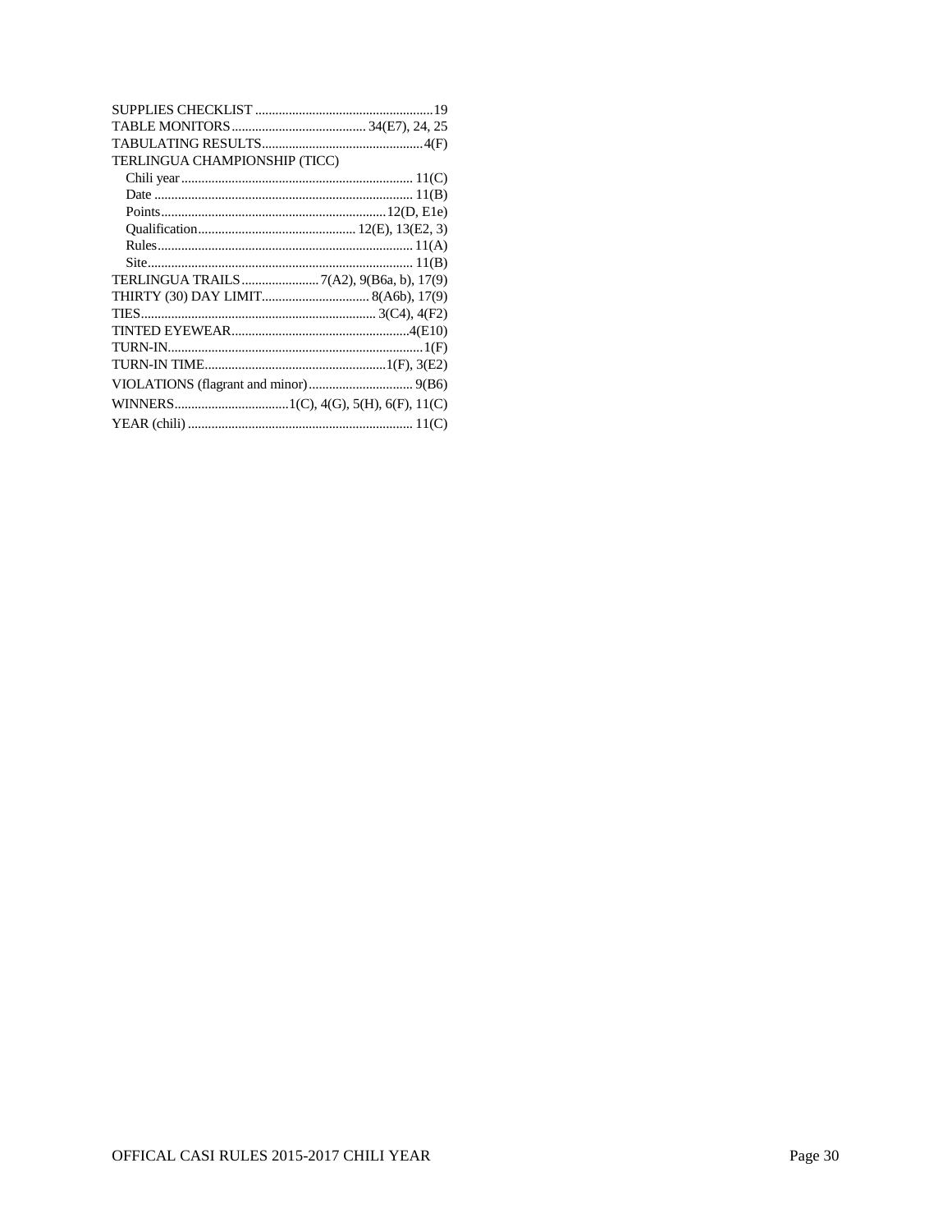SUPPLIES CHECKLIST ....................................................19
TABLE MONITORS....................................... 34(E7), 24, 25
TABULATING RESULTS...............................................4(F)
TERLINGUA CHAMPIONSHIP (TICC)
- Chili year ................................................................... 11(C)
- Date ......................................................................... 11(B)
- Points.................................................................12(D, E1e)
- Qualification.............................................. 12(E), 13(E2, 3)
- Rules......................................................................... 11(A)
- Site............................................................................ 11(B)

TERLINGUA TRAILS....................... 7(A2), 9(B6a, b), 17(9)
THIRTY (30) DAY LIMIT............................... 8(A6b), 17(9)
TIES.................................................................... 3(C4), 4(F2)
TINTED EYEWEAR...................................................4(E10)
TURN-IN.........................................................................1(F)
TURN-IN TIME.....................................................1(F), 3(E2)
VIOLATIONS (flagrant and minor).............................. 9(B6)
WINNERS..................................1(C), 4(G), 5(H), 6(F), 11(C)
YEAR (chili) ................................................................. 11(C)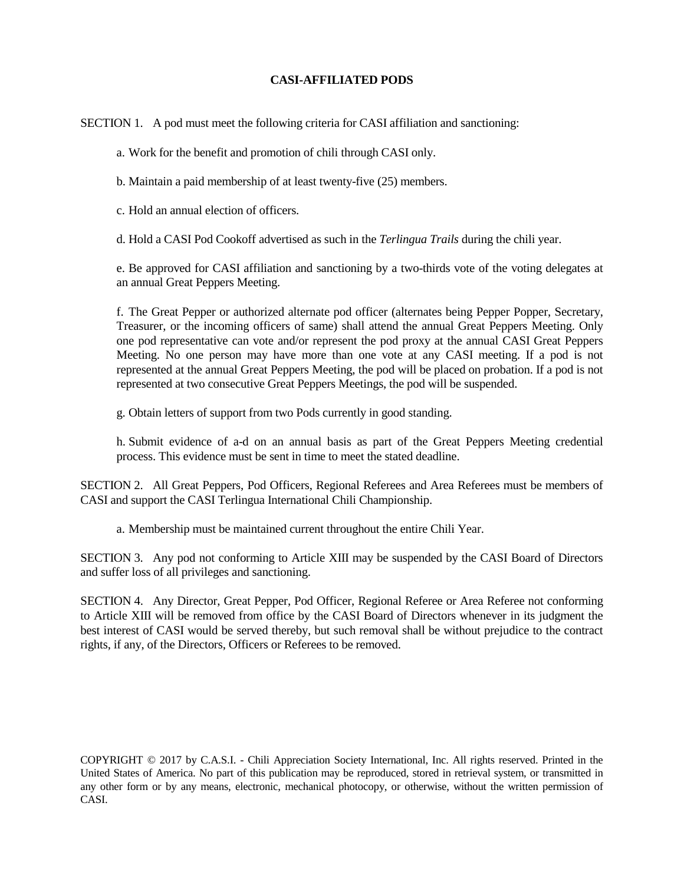## CASI-AFFILIATED PODS

SECTION 1. A pod must meet the following criteria for CASI affiliation and sanctioning:

a. Work for the benefit and promotion of chili through CASI only.

b. Maintain a paid membership of at least twenty-five (25) members.

c. Hold an annual election of officers.

d. Hold a CASI Pod Cookoff advertised as such in the *Terlingua Trails* during the chili year.

e. Be approved for CASI affiliation and sanctioning by a two-thirds vote of the voting delegates at an annual Great Peppers Meeting.

f. The Great Pepper or authorized alternate pod officer (alternates being Pepper Popper, Secretary, Treasurer, or the incoming officers of same) shall attend the annual Great Peppers Meeting. Only one pod representative can vote and/or represent the pod proxy at the annual CASI Great Peppers Meeting. No one person may have more than one vote at any CASI meeting. If a pod is not represented at the annual Great Peppers Meeting, the pod will be placed on probation. If a pod is not represented at two consecutive Great Peppers Meetings, the pod will be suspended.

g. Obtain letters of support from two Pods currently in good standing.

h. Submit evidence of a-d on an annual basis as part of the Great Peppers Meeting credential process. This evidence must be sent in time to meet the stated deadline.

SECTION 2. All Great Peppers, Pod Officers, Regional Referees and Area Referees must be members of CASI and support the CASI Terlingua International Chili Championship.

a. Membership must be maintained current throughout the entire Chili Year.

SECTION 3. Any pod not conforming to Article XIII may be suspended by the CASI Board of Directors and suffer loss of all privileges and sanctioning.

SECTION 4. Any Director, Great Pepper, Pod Officer, Regional Referee or Area Referee not conforming to Article XIII will be removed from office by the CASI Board of Directors whenever in its judgment the best interest of CASI would be served thereby, but such removal shall be without prejudice to the contract rights, if any, of the Directors, Officers or Referees to be removed.

COPYRIGHT © 2017 by C.A.S.I. - Chili Appreciation Society International, Inc. All rights reserved. Printed in the United States of America. No part of this publication may be reproduced, stored in retrieval system, or transmitted in any other form or by any means, electronic, mechanical photocopy, or otherwise, without the written permission of CASI.